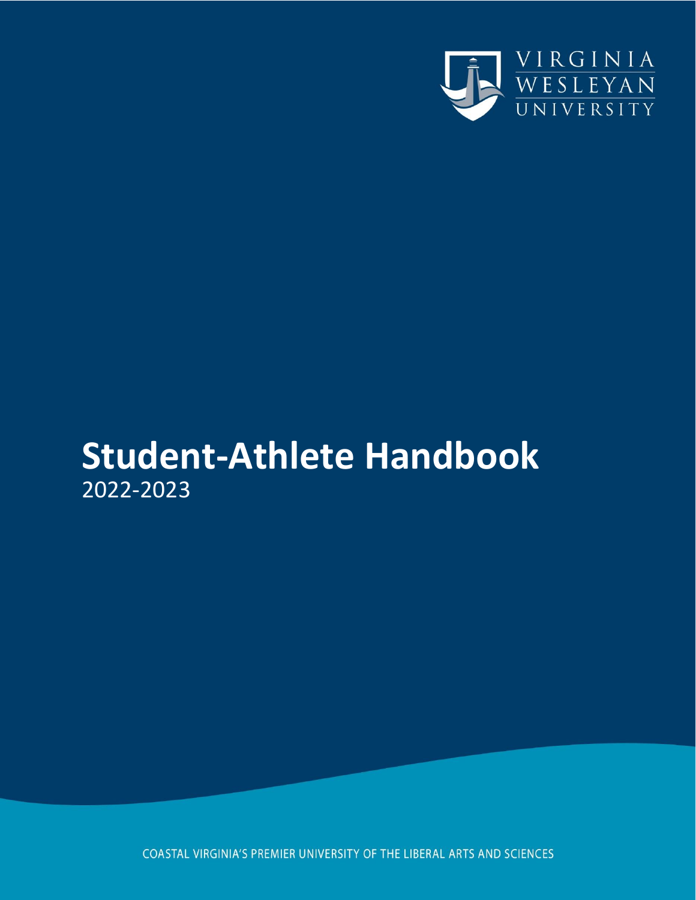VIRGINIA WESLEYAN UNIVERSITY

# Student-Athlete Handbook

2022-2023

COASTAL VIRGINIA'S PREMIER UNIVERSITY OF THE LIBERAL ARTS AND SCIENCES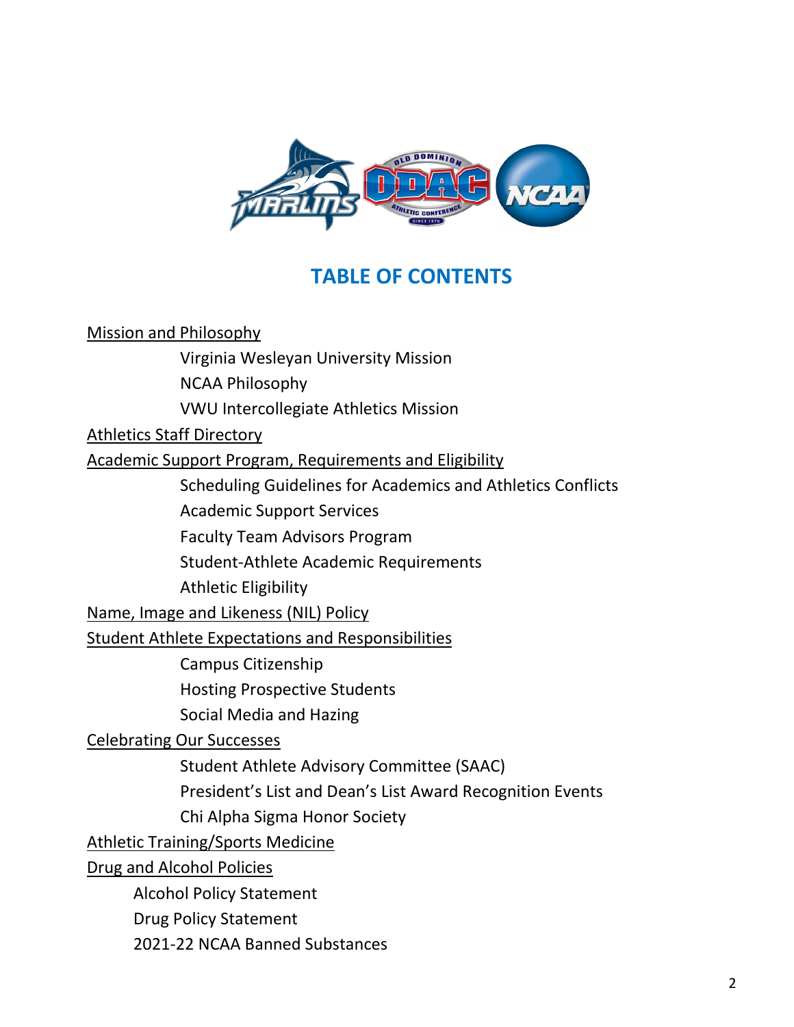# TABLE OF CONTENTS

Mission and Philosophy

- Virginia Wesleyan University Mission
- NCAA Philosophy
- VWU Intercollegiate Athletics Mission

Athletics Staff Directory

Academic Support Program, Requirements and Eligibility

- Scheduling Guidelines for Academics and Athletics Conflicts
- Academic Support Services
- Faculty Team Advisors Program
- Student-Athlete Academic Requirements
- Athletic Eligibility

Name, Image and Likeness (NIL) Policy

Student Athlete Expectations and Responsibilities

- Campus Citizenship
- Hosting Prospective Students
- Social Media and Hazing

Celebrating Our Successes

- Student Athlete Advisory Committee (SAAC)
- President's List and Dean's List Award Recognition Events
- Chi Alpha Sigma Honor Society

Athletic Training/Sports Medicine

Drug and Alcohol Policies

- Alcohol Policy Statement
- Drug Policy Statement
- 2021-22 NCAA Banned Substances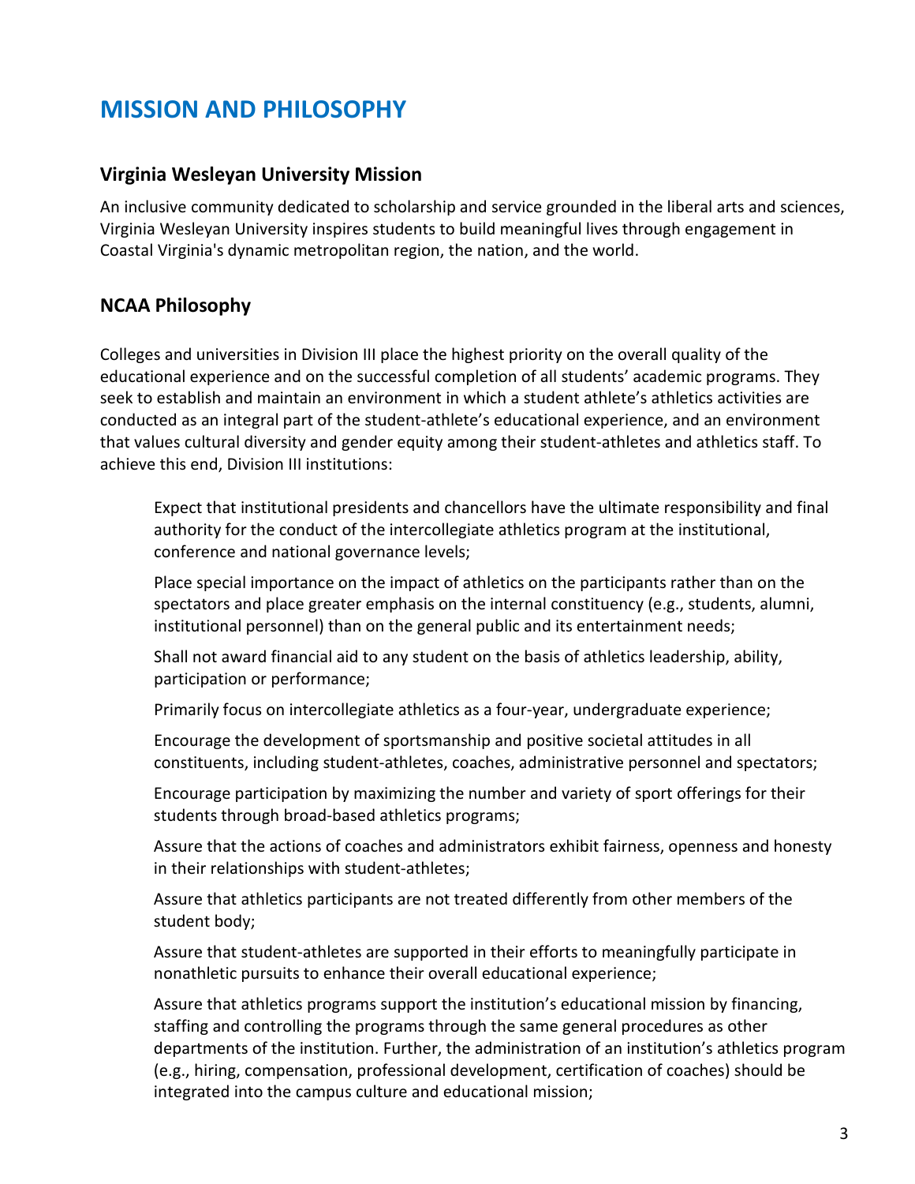# MISSION AND PHILOSOPHY

## Virginia Wesleyan University Mission

An inclusive community dedicated to scholarship and service grounded in the liberal arts and sciences, Virginia Wesleyan University inspires students to build meaningful lives through engagement in Coastal Virginia's dynamic metropolitan region, the nation, and the world.

## NCAA Philosophy

Colleges and universities in Division III place the highest priority on the overall quality of the educational experience and on the successful completion of all students' academic programs. They seek to establish and maintain an environment in which a student athlete's athletics activities are conducted as an integral part of the student-athlete's educational experience, and an environment that values cultural diversity and gender equity among their student-athletes and athletics staff. To achieve this end, Division III institutions:

> Expect that institutional presidents and chancellors have the ultimate responsibility and final authority for the conduct of the intercollegiate athletics program at the institutional, conference and national governance levels;
>
> Place special importance on the impact of athletics on the participants rather than on the spectators and place greater emphasis on the internal constituency (e.g., students, alumni, institutional personnel) than on the general public and its entertainment needs;
>
> Shall not award financial aid to any student on the basis of athletics leadership, ability, participation or performance;
>
> Primarily focus on intercollegiate athletics as a four-year, undergraduate experience;
>
> Encourage the development of sportsmanship and positive societal attitudes in all constituents, including student-athletes, coaches, administrative personnel and spectators;
>
> Encourage participation by maximizing the number and variety of sport offerings for their students through broad-based athletics programs;
>
> Assure that the actions of coaches and administrators exhibit fairness, openness and honesty in their relationships with student-athletes;
>
> Assure that athletics participants are not treated differently from other members of the student body;
>
> Assure that student-athletes are supported in their efforts to meaningfully participate in nonathletic pursuits to enhance their overall educational experience;
>
> Assure that athletics programs support the institution's educational mission by financing, staffing and controlling the programs through the same general procedures as other departments of the institution. Further, the administration of an institution's athletics program (e.g., hiring, compensation, professional development, certification of coaches) should be integrated into the campus culture and educational mission;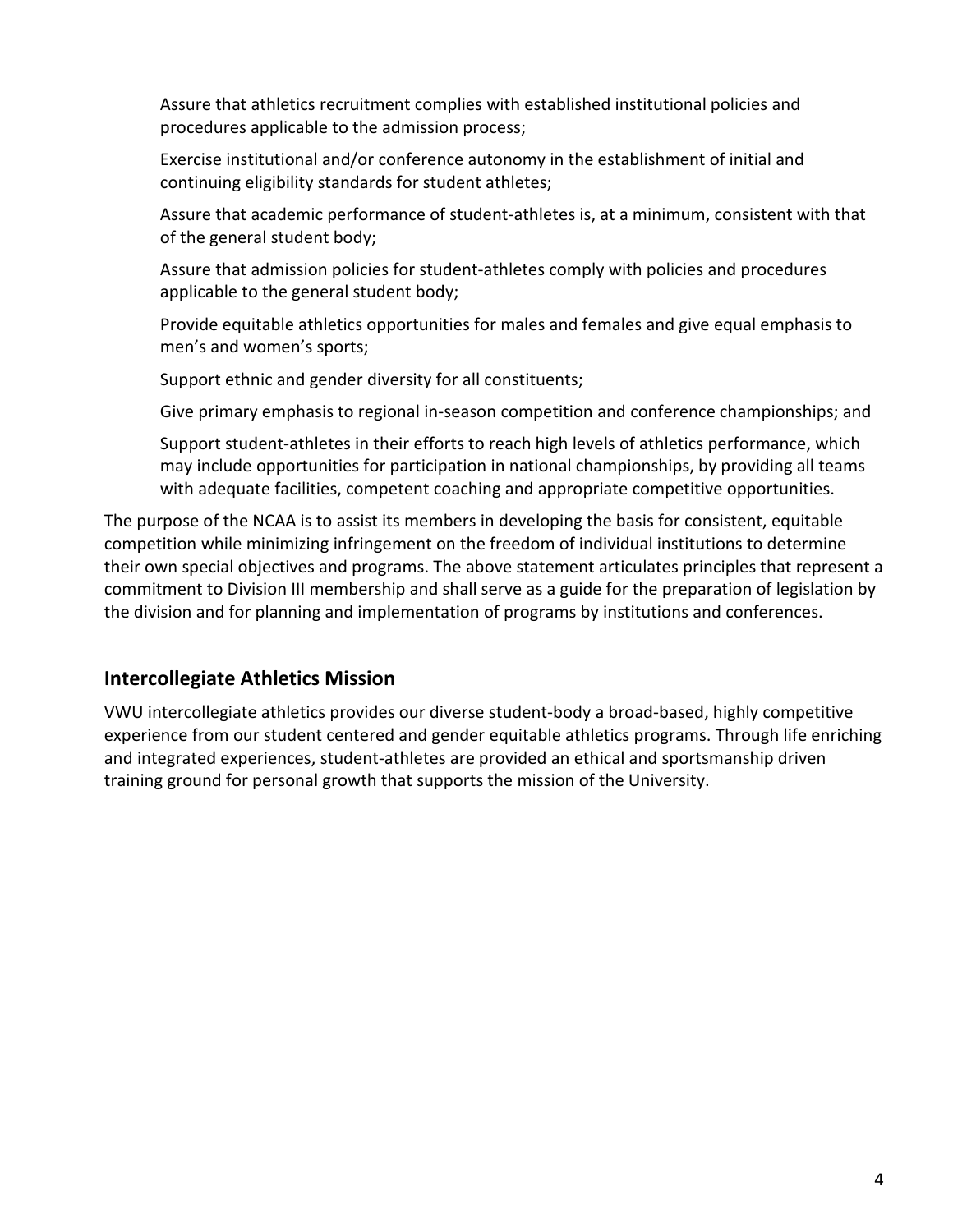Assure that athletics recruitment complies with established institutional policies and procedures applicable to the admission process;

Exercise institutional and/or conference autonomy in the establishment of initial and continuing eligibility standards for student athletes;

Assure that academic performance of student-athletes is, at a minimum, consistent with that of the general student body;

Assure that admission policies for student-athletes comply with policies and procedures applicable to the general student body;

Provide equitable athletics opportunities for males and females and give equal emphasis to men's and women's sports;

Support ethnic and gender diversity for all constituents;

Give primary emphasis to regional in-season competition and conference championships; and

Support student-athletes in their efforts to reach high levels of athletics performance, which may include opportunities for participation in national championships, by providing all teams with adequate facilities, competent coaching and appropriate competitive opportunities.

The purpose of the NCAA is to assist its members in developing the basis for consistent, equitable competition while minimizing infringement on the freedom of individual institutions to determine their own special objectives and programs. The above statement articulates principles that represent a commitment to Division III membership and shall serve as a guide for the preparation of legislation by the division and for planning and implementation of programs by institutions and conferences.

## Intercollegiate Athletics Mission

VWU intercollegiate athletics provides our diverse student-body a broad-based, highly competitive experience from our student centered and gender equitable athletics programs. Through life enriching and integrated experiences, student-athletes are provided an ethical and sportsmanship driven training ground for personal growth that supports the mission of the University.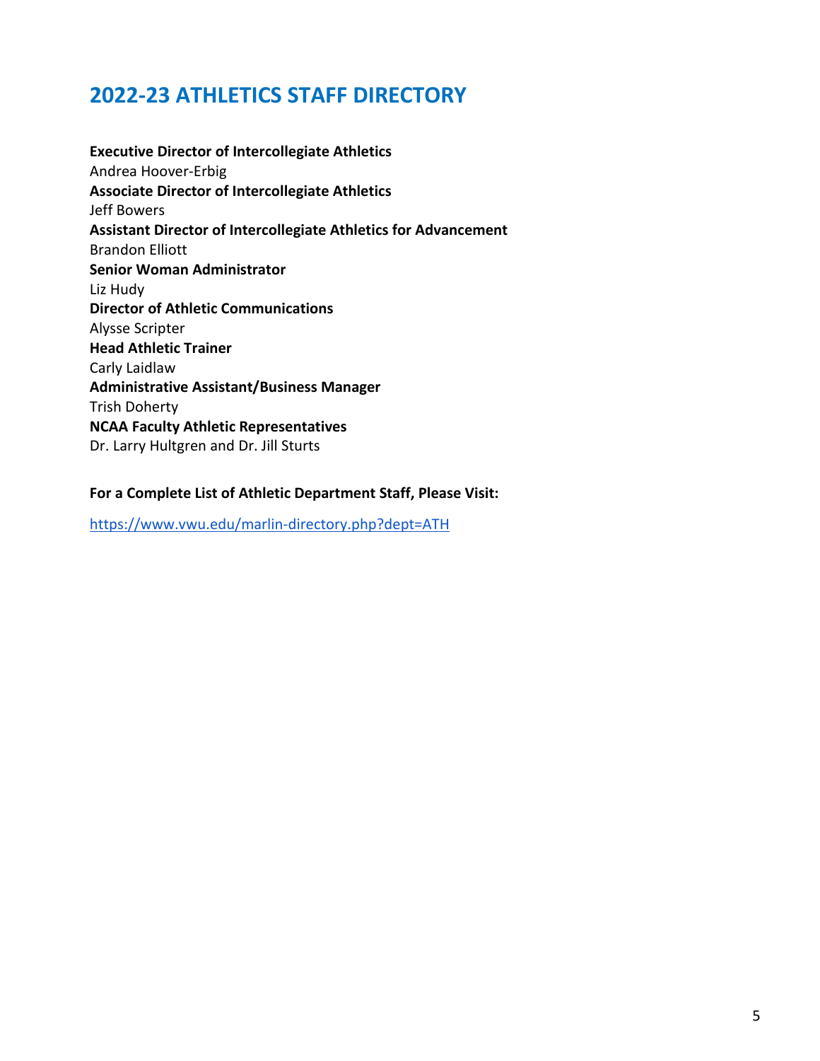# 2022-23 ATHLETICS STAFF DIRECTORY

**Executive Director of Intercollegiate Athletics**
Andrea Hoover-Erbig
**Associate Director of Intercollegiate Athletics**
Jeff Bowers
**Assistant Director of Intercollegiate Athletics for Advancement**
Brandon Elliott
**Senior Woman Administrator**
Liz Hudy
**Director of Athletic Communications**
Alysse Scripter
**Head Athletic Trainer**
Carly Laidlaw
**Administrative Assistant/Business Manager**
Trish Doherty
**NCAA Faculty Athletic Representatives**
Dr. Larry Hultgren and Dr. Jill Sturts

**For a Complete List of Athletic Department Staff, Please Visit:**

https://www.vwu.edu/marlin-directory.php?dept=ATH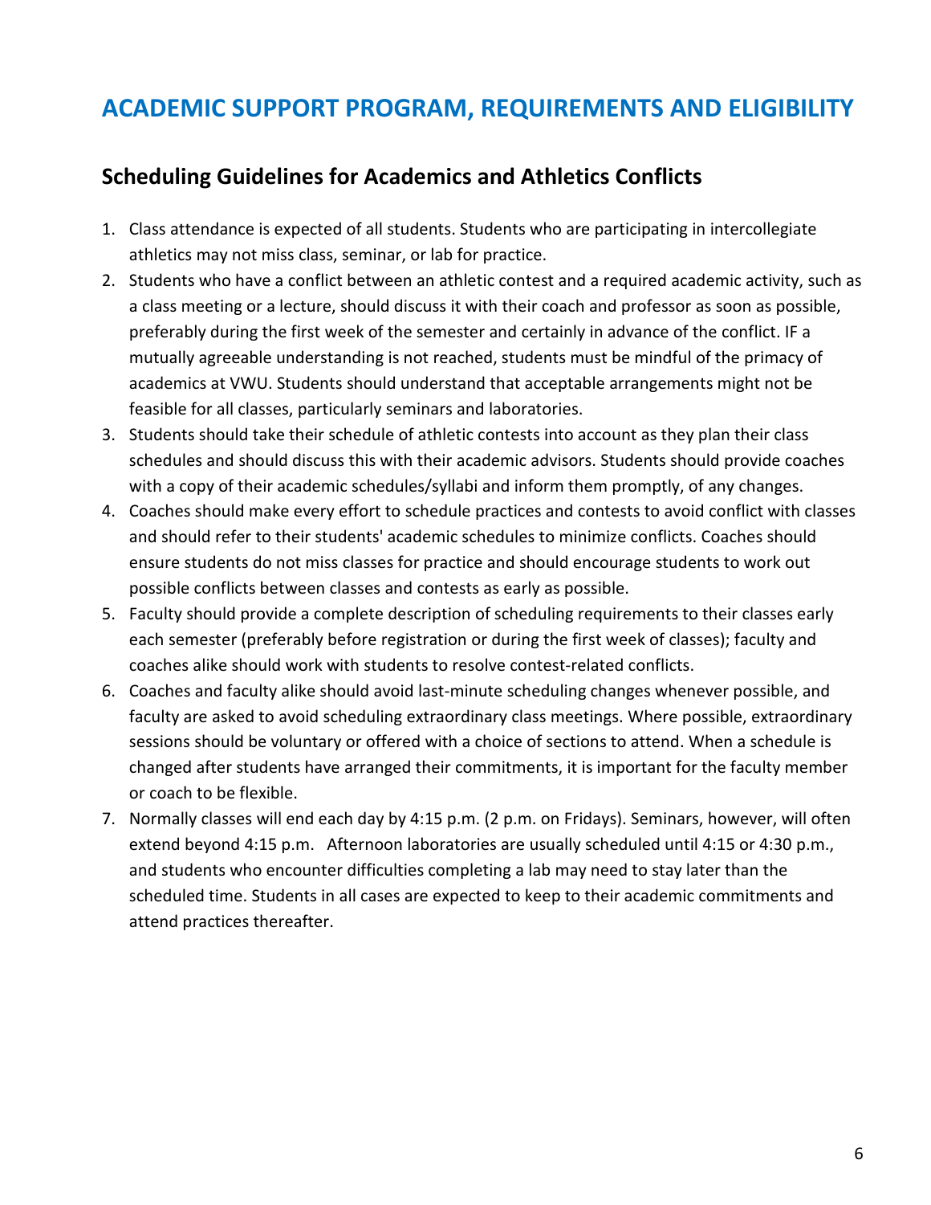# ACADEMIC SUPPORT PROGRAM, REQUIREMENTS AND ELIGIBILITY

## Scheduling Guidelines for Academics and Athletics Conflicts

1. Class attendance is expected of all students. Students who are participating in intercollegiate athletics may not miss class, seminar, or lab for practice.
2. Students who have a conflict between an athletic contest and a required academic activity, such as a class meeting or a lecture, should discuss it with their coach and professor as soon as possible, preferably during the first week of the semester and certainly in advance of the conflict. IF a mutually agreeable understanding is not reached, students must be mindful of the primacy of academics at VWU. Students should understand that acceptable arrangements might not be feasible for all classes, particularly seminars and laboratories.
3. Students should take their schedule of athletic contests into account as they plan their class schedules and should discuss this with their academic advisors. Students should provide coaches with a copy of their academic schedules/syllabi and inform them promptly, of any changes.
4. Coaches should make every effort to schedule practices and contests to avoid conflict with classes and should refer to their students' academic schedules to minimize conflicts. Coaches should ensure students do not miss classes for practice and should encourage students to work out possible conflicts between classes and contests as early as possible.
5. Faculty should provide a complete description of scheduling requirements to their classes early each semester (preferably before registration or during the first week of classes); faculty and coaches alike should work with students to resolve contest-related conflicts.
6. Coaches and faculty alike should avoid last-minute scheduling changes whenever possible, and faculty are asked to avoid scheduling extraordinary class meetings. Where possible, extraordinary sessions should be voluntary or offered with a choice of sections to attend. When a schedule is changed after students have arranged their commitments, it is important for the faculty member or coach to be flexible.
7. Normally classes will end each day by 4:15 p.m. (2 p.m. on Fridays). Seminars, however, will often extend beyond 4:15 p.m. Afternoon laboratories are usually scheduled until 4:15 or 4:30 p.m., and students who encounter difficulties completing a lab may need to stay later than the scheduled time. Students in all cases are expected to keep to their academic commitments and attend practices thereafter.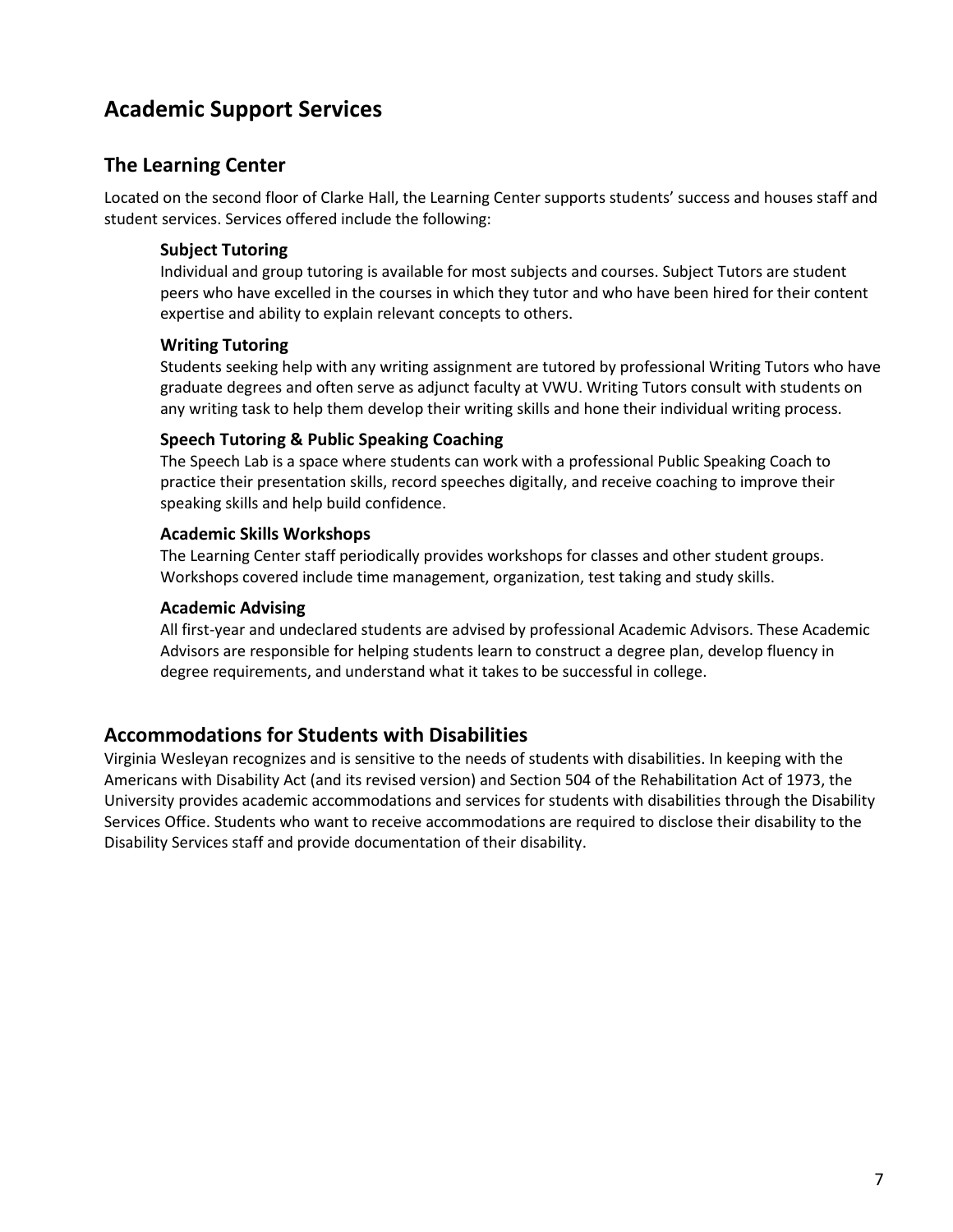# Academic Support Services

## The Learning Center

Located on the second floor of Clarke Hall, the Learning Center supports students' success and houses staff and student services. Services offered include the following:

### Subject Tutoring

Individual and group tutoring is available for most subjects and courses. Subject Tutors are student peers who have excelled in the courses in which they tutor and who have been hired for their content expertise and ability to explain relevant concepts to others.

### Writing Tutoring

Students seeking help with any writing assignment are tutored by professional Writing Tutors who have graduate degrees and often serve as adjunct faculty at VWU. Writing Tutors consult with students on any writing task to help them develop their writing skills and hone their individual writing process.

### Speech Tutoring & Public Speaking Coaching

The Speech Lab is a space where students can work with a professional Public Speaking Coach to practice their presentation skills, record speeches digitally, and receive coaching to improve their speaking skills and help build confidence.

### Academic Skills Workshops

The Learning Center staff periodically provides workshops for classes and other student groups. Workshops covered include time management, organization, test taking and study skills.

### Academic Advising

All first-year and undeclared students are advised by professional Academic Advisors. These Academic Advisors are responsible for helping students learn to construct a degree plan, develop fluency in degree requirements, and understand what it takes to be successful in college.

## Accommodations for Students with Disabilities

Virginia Wesleyan recognizes and is sensitive to the needs of students with disabilities. In keeping with the Americans with Disability Act (and its revised version) and Section 504 of the Rehabilitation Act of 1973, the University provides academic accommodations and services for students with disabilities through the Disability Services Office. Students who want to receive accommodations are required to disclose their disability to the Disability Services staff and provide documentation of their disability.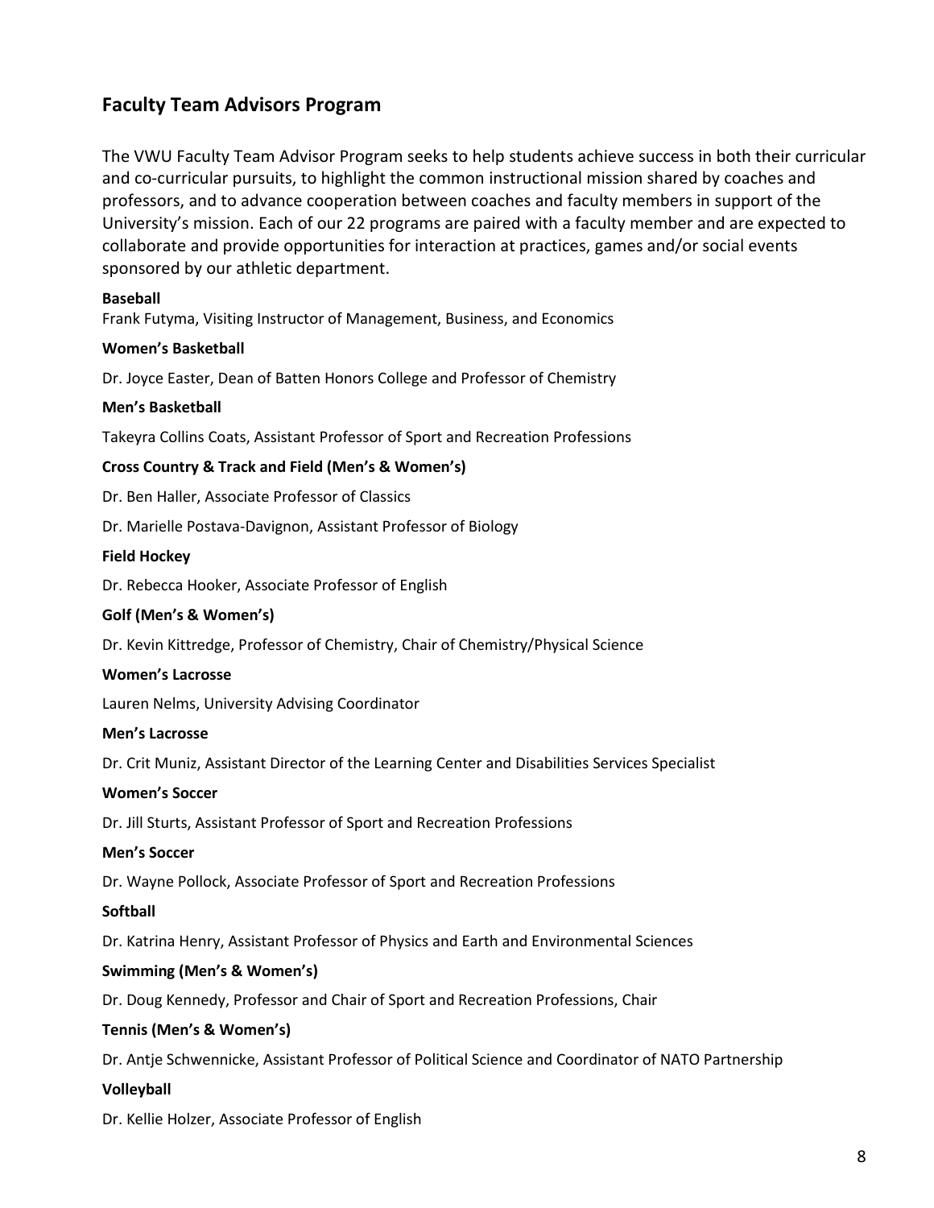## Faculty Team Advisors Program

The VWU Faculty Team Advisor Program seeks to help students achieve success in both their curricular and co-curricular pursuits, to highlight the common instructional mission shared by coaches and professors, and to advance cooperation between coaches and faculty members in support of the University's mission. Each of our 22 programs are paired with a faculty member and are expected to collaborate and provide opportunities for interaction at practices, games and/or social events sponsored by our athletic department.

**Baseball**

Frank Futyma, Visiting Instructor of Management, Business, and Economics

**Women's Basketball**

Dr. Joyce Easter, Dean of Batten Honors College and Professor of Chemistry

**Men's Basketball**

Takeyra Collins Coats, Assistant Professor of Sport and Recreation Professions

**Cross Country & Track and Field (Men's & Women's)**

Dr. Ben Haller, Associate Professor of Classics

Dr. Marielle Postava-Davignon, Assistant Professor of Biology

**Field Hockey**

Dr. Rebecca Hooker, Associate Professor of English

**Golf (Men's & Women's)**

Dr. Kevin Kittredge, Professor of Chemistry, Chair of Chemistry/Physical Science

**Women's Lacrosse**

Lauren Nelms, University Advising Coordinator

**Men's Lacrosse**

Dr. Crit Muniz, Assistant Director of the Learning Center and Disabilities Services Specialist

**Women's Soccer**

Dr. Jill Sturts, Assistant Professor of Sport and Recreation Professions

**Men's Soccer**

Dr. Wayne Pollock, Associate Professor of Sport and Recreation Professions

**Softball**

Dr. Katrina Henry, Assistant Professor of Physics and Earth and Environmental Sciences

**Swimming (Men's & Women's)**

Dr. Doug Kennedy, Professor and Chair of Sport and Recreation Professions, Chair

**Tennis (Men's & Women's)**

Dr. Antje Schwennicke, Assistant Professor of Political Science and Coordinator of NATO Partnership

**Volleyball**

Dr. Kellie Holzer, Associate Professor of English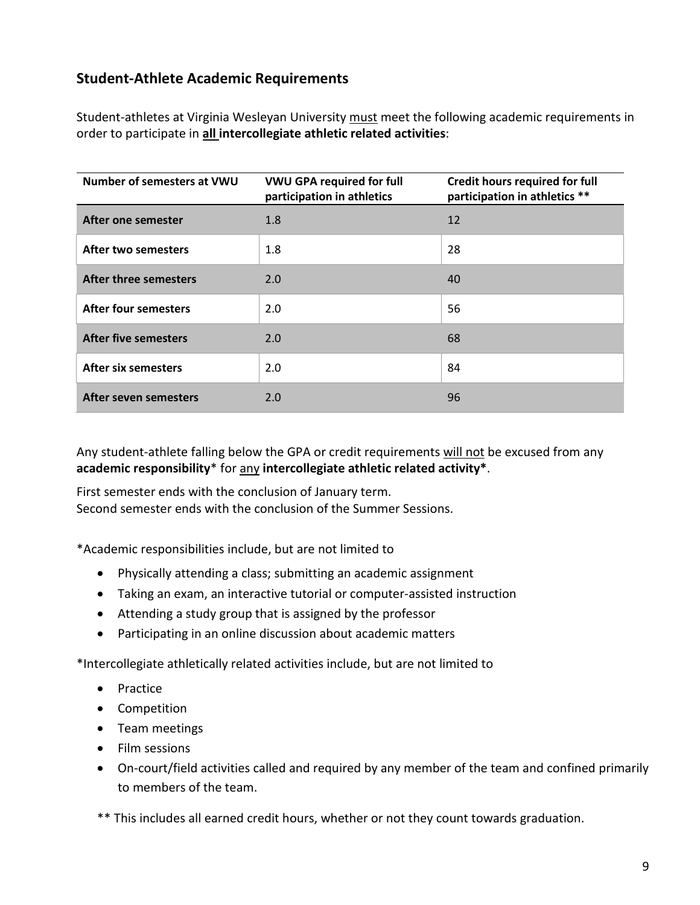## Student-Athlete Academic Requirements

Student-athletes at Virginia Wesleyan University must meet the following academic requirements in order to participate in **all intercollegiate athletic related activities**:

| Number of semesters at VWU | VWU GPA required for full participation in athletics | Credit hours required for full participation in athletics ** |
|---|---|---|
| **After one semester** | 1.8 | 12 |
| **After two semesters** | 1.8 | 28 |
| **After three semesters** | 2.0 | 40 |
| **After four semesters** | 2.0 | 56 |
| **After five semesters** | 2.0 | 68 |
| **After six semesters** | 2.0 | 84 |
| **After seven semesters** | 2.0 | 96 |

Any student-athlete falling below the GPA or credit requirements will not be excused from any **academic responsibility*** for any **intercollegiate athletic related activity***.

First semester ends with the conclusion of January term.
Second semester ends with the conclusion of the Summer Sessions.

*Academic responsibilities include, but are not limited to

- Physically attending a class; submitting an academic assignment
- Taking an exam, an interactive tutorial or computer-assisted instruction
- Attending a study group that is assigned by the professor
- Participating in an online discussion about academic matters

*Intercollegiate athletically related activities include, but are not limited to

- Practice
- Competition
- Team meetings
- Film sessions
- On-court/field activities called and required by any member of the team and confined primarily to members of the team.

** This includes all earned credit hours, whether or not they count towards graduation.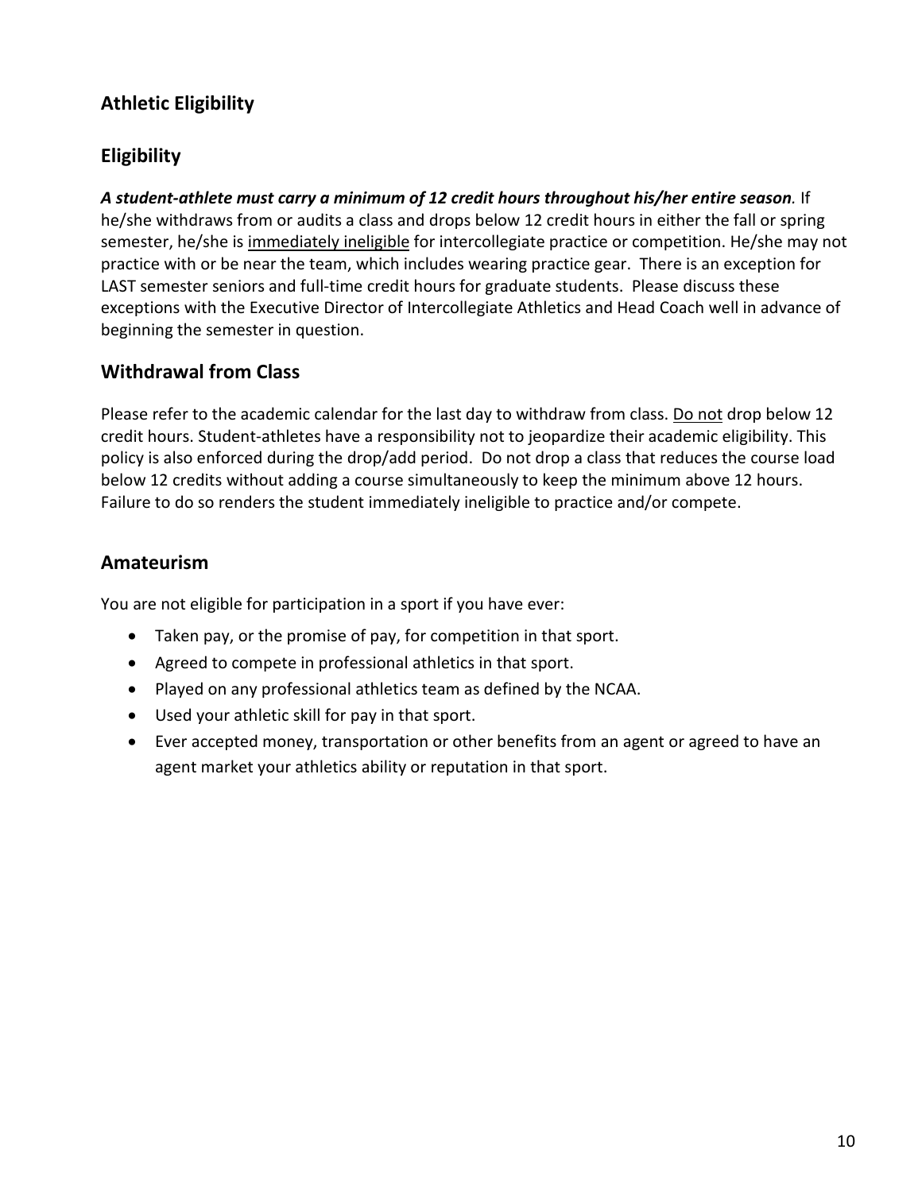## Athletic Eligibility

## Eligibility

***A student-athlete must carry a minimum of 12 credit hours throughout his/her entire season.*** If he/she withdraws from or audits a class and drops below 12 credit hours in either the fall or spring semester, he/she is <u>immediately ineligible</u> for intercollegiate practice or competition. He/she may not practice with or be near the team, which includes wearing practice gear. There is an exception for LAST semester seniors and full-time credit hours for graduate students. Please discuss these exceptions with the Executive Director of Intercollegiate Athletics and Head Coach well in advance of beginning the semester in question.

## Withdrawal from Class

Please refer to the academic calendar for the last day to withdraw from class. <u>Do not</u> drop below 12 credit hours. Student-athletes have a responsibility not to jeopardize their academic eligibility. This policy is also enforced during the drop/add period. Do not drop a class that reduces the course load below 12 credits without adding a course simultaneously to keep the minimum above 12 hours. Failure to do so renders the student immediately ineligible to practice and/or compete.

## Amateurism

You are not eligible for participation in a sport if you have ever:

- Taken pay, or the promise of pay, for competition in that sport.
- Agreed to compete in professional athletics in that sport.
- Played on any professional athletics team as defined by the NCAA.
- Used your athletic skill for pay in that sport.
- Ever accepted money, transportation or other benefits from an agent or agreed to have an agent market your athletics ability or reputation in that sport.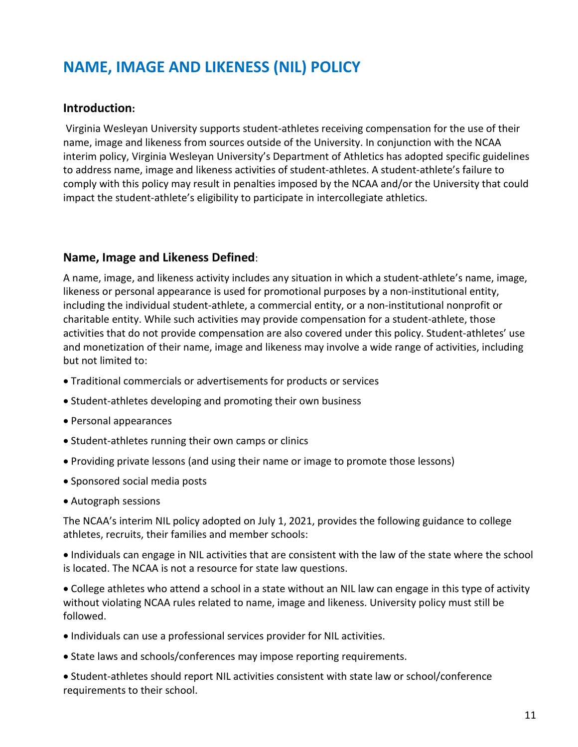# NAME, IMAGE AND LIKENESS (NIL) POLICY

## Introduction:

Virginia Wesleyan University supports student-athletes receiving compensation for the use of their name, image and likeness from sources outside of the University. In conjunction with the NCAA interim policy, Virginia Wesleyan University's Department of Athletics has adopted specific guidelines to address name, image and likeness activities of student-athletes. A student-athlete's failure to comply with this policy may result in penalties imposed by the NCAA and/or the University that could impact the student-athlete's eligibility to participate in intercollegiate athletics.

## Name, Image and Likeness Defined:

A name, image, and likeness activity includes any situation in which a student-athlete's name, image, likeness or personal appearance is used for promotional purposes by a non-institutional entity, including the individual student-athlete, a commercial entity, or a non-institutional nonprofit or charitable entity. While such activities may provide compensation for a student-athlete, those activities that do not provide compensation are also covered under this policy. Student-athletes' use and monetization of their name, image and likeness may involve a wide range of activities, including but not limited to:

- Traditional commercials or advertisements for products or services
- Student-athletes developing and promoting their own business
- Personal appearances
- Student-athletes running their own camps or clinics
- Providing private lessons (and using their name or image to promote those lessons)
- Sponsored social media posts
- Autograph sessions

The NCAA's interim NIL policy adopted on July 1, 2021, provides the following guidance to college athletes, recruits, their families and member schools:

- Individuals can engage in NIL activities that are consistent with the law of the state where the school is located. The NCAA is not a resource for state law questions.
- College athletes who attend a school in a state without an NIL law can engage in this type of activity without violating NCAA rules related to name, image and likeness. University policy must still be followed.
- Individuals can use a professional services provider for NIL activities.
- State laws and schools/conferences may impose reporting requirements.
- Student-athletes should report NIL activities consistent with state law or school/conference requirements to their school.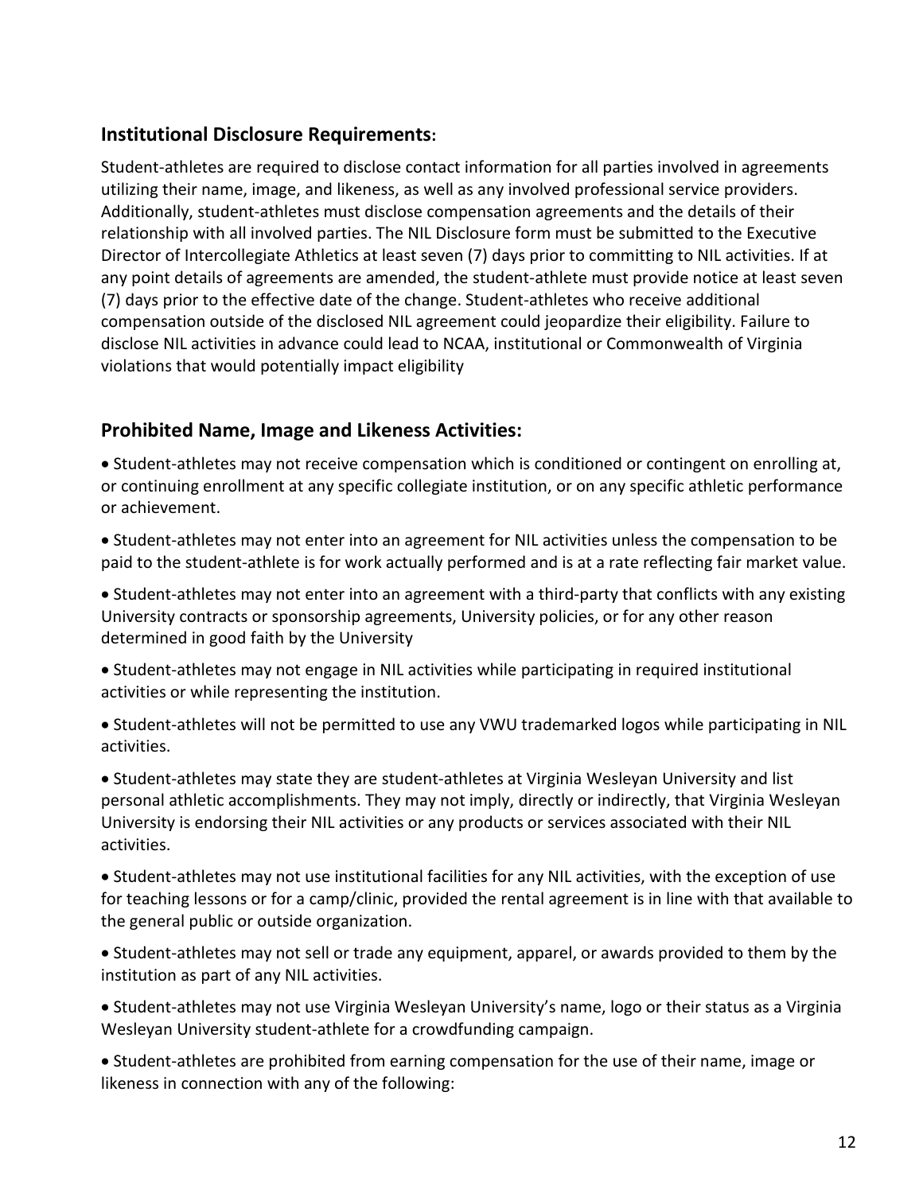## Institutional Disclosure Requirements:

Student-athletes are required to disclose contact information for all parties involved in agreements utilizing their name, image, and likeness, as well as any involved professional service providers. Additionally, student-athletes must disclose compensation agreements and the details of their relationship with all involved parties. The NIL Disclosure form must be submitted to the Executive Director of Intercollegiate Athletics at least seven (7) days prior to committing to NIL activities. If at any point details of agreements are amended, the student-athlete must provide notice at least seven (7) days prior to the effective date of the change. Student-athletes who receive additional compensation outside of the disclosed NIL agreement could jeopardize their eligibility. Failure to disclose NIL activities in advance could lead to NCAA, institutional or Commonwealth of Virginia violations that would potentially impact eligibility

## Prohibited Name, Image and Likeness Activities:

- Student-athletes may not receive compensation which is conditioned or contingent on enrolling at, or continuing enrollment at any specific collegiate institution, or on any specific athletic performance or achievement.
- Student-athletes may not enter into an agreement for NIL activities unless the compensation to be paid to the student-athlete is for work actually performed and is at a rate reflecting fair market value.
- Student-athletes may not enter into an agreement with a third-party that conflicts with any existing University contracts or sponsorship agreements, University policies, or for any other reason determined in good faith by the University
- Student-athletes may not engage in NIL activities while participating in required institutional activities or while representing the institution.
- Student-athletes will not be permitted to use any VWU trademarked logos while participating in NIL activities.
- Student-athletes may state they are student-athletes at Virginia Wesleyan University and list personal athletic accomplishments. They may not imply, directly or indirectly, that Virginia Wesleyan University is endorsing their NIL activities or any products or services associated with their NIL activities.
- Student-athletes may not use institutional facilities for any NIL activities, with the exception of use for teaching lessons or for a camp/clinic, provided the rental agreement is in line with that available to the general public or outside organization.
- Student-athletes may not sell or trade any equipment, apparel, or awards provided to them by the institution as part of any NIL activities.
- Student-athletes may not use Virginia Wesleyan University's name, logo or their status as a Virginia Wesleyan University student-athlete for a crowdfunding campaign.
- Student-athletes are prohibited from earning compensation for the use of their name, image or likeness in connection with any of the following: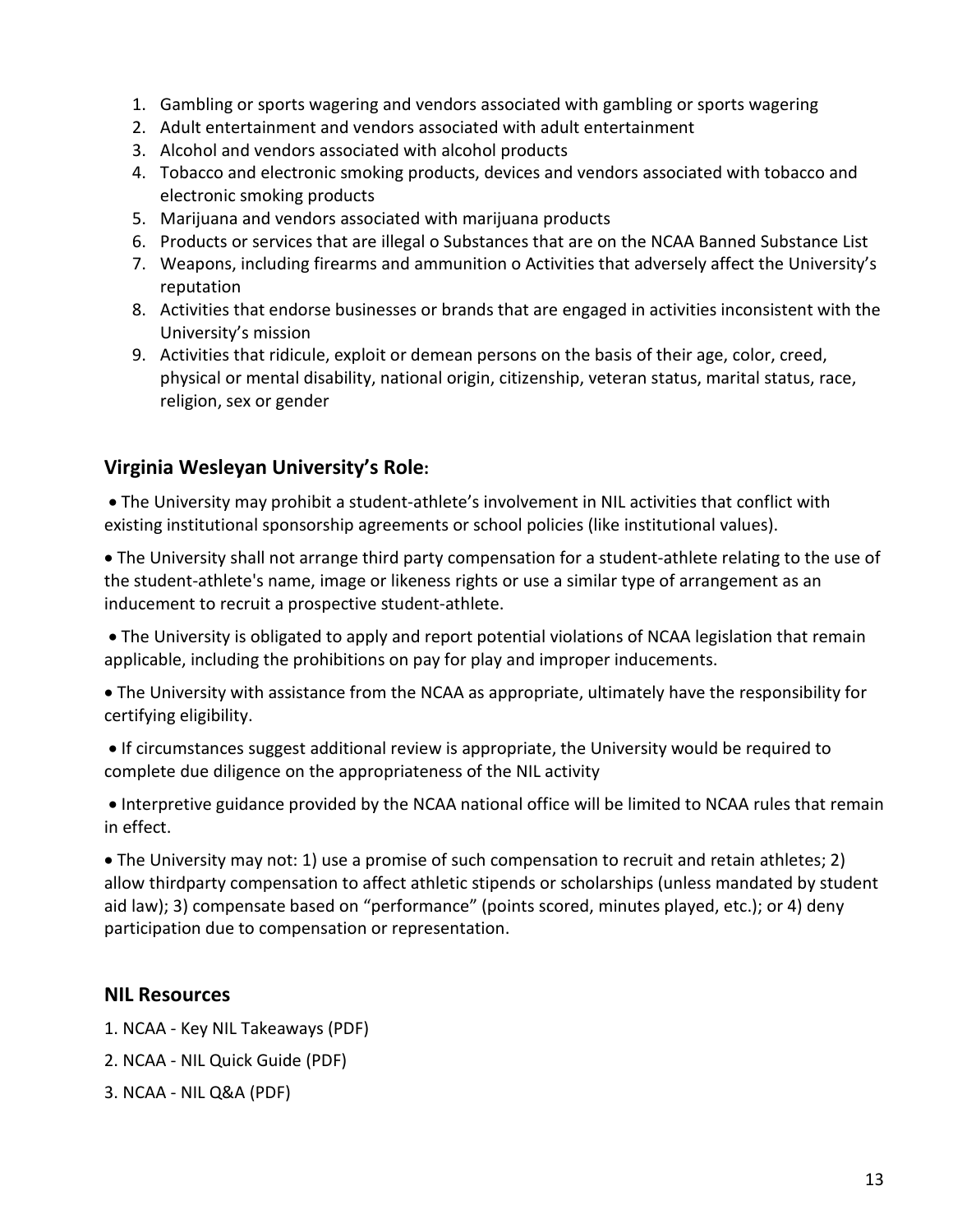1. Gambling or sports wagering and vendors associated with gambling or sports wagering
2. Adult entertainment and vendors associated with adult entertainment
3. Alcohol and vendors associated with alcohol products
4. Tobacco and electronic smoking products, devices and vendors associated with tobacco and electronic smoking products
5. Marijuana and vendors associated with marijuana products
6. Products or services that are illegal o Substances that are on the NCAA Banned Substance List
7. Weapons, including firearms and ammunition o Activities that adversely affect the University's reputation
8. Activities that endorse businesses or brands that are engaged in activities inconsistent with the University's mission
9. Activities that ridicule, exploit or demean persons on the basis of their age, color, creed, physical or mental disability, national origin, citizenship, veteran status, marital status, race, religion, sex or gender

## Virginia Wesleyan University's Role:

- The University may prohibit a student-athlete's involvement in NIL activities that conflict with existing institutional sponsorship agreements or school policies (like institutional values).
- The University shall not arrange third party compensation for a student-athlete relating to the use of the student-athlete's name, image or likeness rights or use a similar type of arrangement as an inducement to recruit a prospective student-athlete.
- The University is obligated to apply and report potential violations of NCAA legislation that remain applicable, including the prohibitions on pay for play and improper inducements.
- The University with assistance from the NCAA as appropriate, ultimately have the responsibility for certifying eligibility.
- If circumstances suggest additional review is appropriate, the University would be required to complete due diligence on the appropriateness of the NIL activity
- Interpretive guidance provided by the NCAA national office will be limited to NCAA rules that remain in effect.
- The University may not: 1) use a promise of such compensation to recruit and retain athletes; 2) allow thirdparty compensation to affect athletic stipends or scholarships (unless mandated by student aid law); 3) compensate based on "performance" (points scored, minutes played, etc.); or 4) deny participation due to compensation or representation.

## NIL Resources

1. NCAA - Key NIL Takeaways (PDF)
2. NCAA - NIL Quick Guide (PDF)
3. NCAA - NIL Q&A (PDF)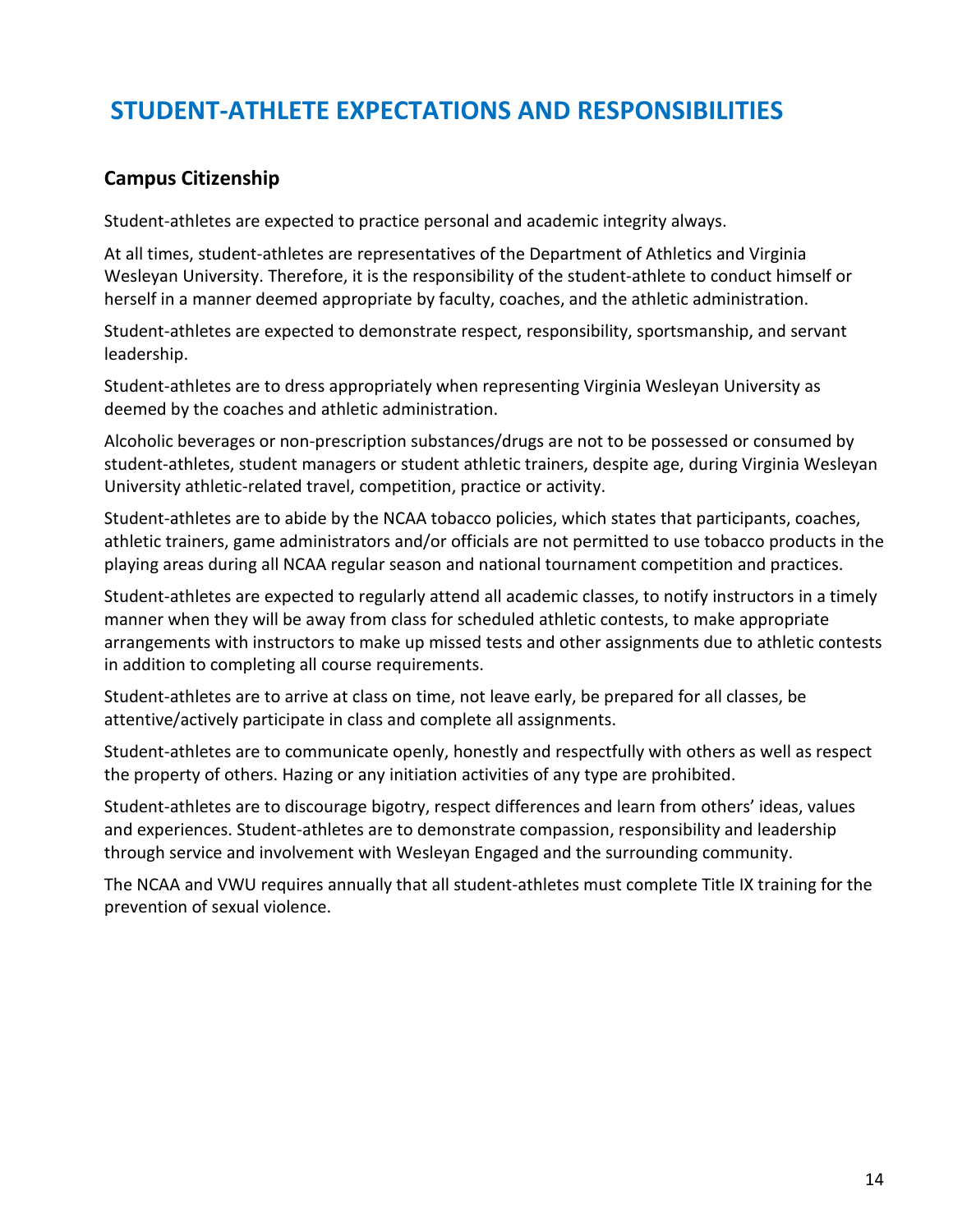# STUDENT-ATHLETE EXPECTATIONS AND RESPONSIBILITIES

## Campus Citizenship

Student-athletes are expected to practice personal and academic integrity always.

At all times, student-athletes are representatives of the Department of Athletics and Virginia Wesleyan University. Therefore, it is the responsibility of the student-athlete to conduct himself or herself in a manner deemed appropriate by faculty, coaches, and the athletic administration.

Student-athletes are expected to demonstrate respect, responsibility, sportsmanship, and servant leadership.

Student-athletes are to dress appropriately when representing Virginia Wesleyan University as deemed by the coaches and athletic administration.

Alcoholic beverages or non-prescription substances/drugs are not to be possessed or consumed by student-athletes, student managers or student athletic trainers, despite age, during Virginia Wesleyan University athletic-related travel, competition, practice or activity.

Student-athletes are to abide by the NCAA tobacco policies, which states that participants, coaches, athletic trainers, game administrators and/or officials are not permitted to use tobacco products in the playing areas during all NCAA regular season and national tournament competition and practices.

Student-athletes are expected to regularly attend all academic classes, to notify instructors in a timely manner when they will be away from class for scheduled athletic contests, to make appropriate arrangements with instructors to make up missed tests and other assignments due to athletic contests in addition to completing all course requirements.

Student-athletes are to arrive at class on time, not leave early, be prepared for all classes, be attentive/actively participate in class and complete all assignments.

Student-athletes are to communicate openly, honestly and respectfully with others as well as respect the property of others. Hazing or any initiation activities of any type are prohibited.

Student-athletes are to discourage bigotry, respect differences and learn from others' ideas, values and experiences. Student-athletes are to demonstrate compassion, responsibility and leadership through service and involvement with Wesleyan Engaged and the surrounding community.

The NCAA and VWU requires annually that all student-athletes must complete Title IX training for the prevention of sexual violence.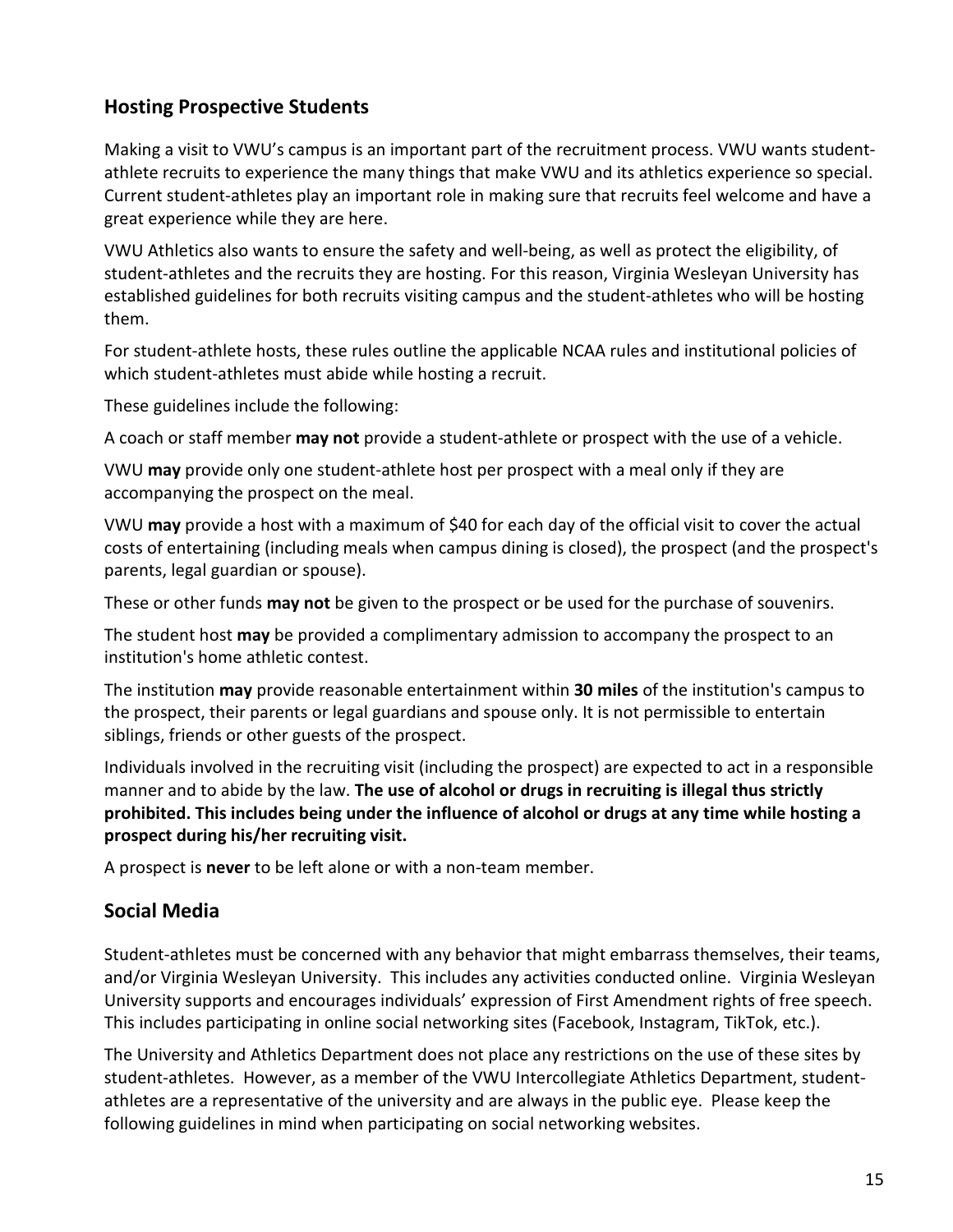## Hosting Prospective Students

Making a visit to VWU's campus is an important part of the recruitment process. VWU wants student-athlete recruits to experience the many things that make VWU and its athletics experience so special. Current student-athletes play an important role in making sure that recruits feel welcome and have a great experience while they are here.

VWU Athletics also wants to ensure the safety and well-being, as well as protect the eligibility, of student-athletes and the recruits they are hosting. For this reason, Virginia Wesleyan University has established guidelines for both recruits visiting campus and the student-athletes who will be hosting them.

For student-athlete hosts, these rules outline the applicable NCAA rules and institutional policies of which student-athletes must abide while hosting a recruit.

These guidelines include the following:

A coach or staff member **may not** provide a student-athlete or prospect with the use of a vehicle.

VWU **may** provide only one student-athlete host per prospect with a meal only if they are accompanying the prospect on the meal.

VWU **may** provide a host with a maximum of $40 for each day of the official visit to cover the actual costs of entertaining (including meals when campus dining is closed), the prospect (and the prospect's parents, legal guardian or spouse).

These or other funds **may not** be given to the prospect or be used for the purchase of souvenirs.

The student host **may** be provided a complimentary admission to accompany the prospect to an institution's home athletic contest.

The institution **may** provide reasonable entertainment within **30 miles** of the institution's campus to the prospect, their parents or legal guardians and spouse only. It is not permissible to entertain siblings, friends or other guests of the prospect.

Individuals involved in the recruiting visit (including the prospect) are expected to act in a responsible manner and to abide by the law. **The use of alcohol or drugs in recruiting is illegal thus strictly prohibited. This includes being under the influence of alcohol or drugs at any time while hosting a prospect during his/her recruiting visit.**

A prospect is **never** to be left alone or with a non-team member.

## Social Media

Student-athletes must be concerned with any behavior that might embarrass themselves, their teams, and/or Virginia Wesleyan University. This includes any activities conducted online. Virginia Wesleyan University supports and encourages individuals' expression of First Amendment rights of free speech. This includes participating in online social networking sites (Facebook, Instagram, TikTok, etc.).

The University and Athletics Department does not place any restrictions on the use of these sites by student-athletes. However, as a member of the VWU Intercollegiate Athletics Department, student-athletes are a representative of the university and are always in the public eye. Please keep the following guidelines in mind when participating on social networking websites.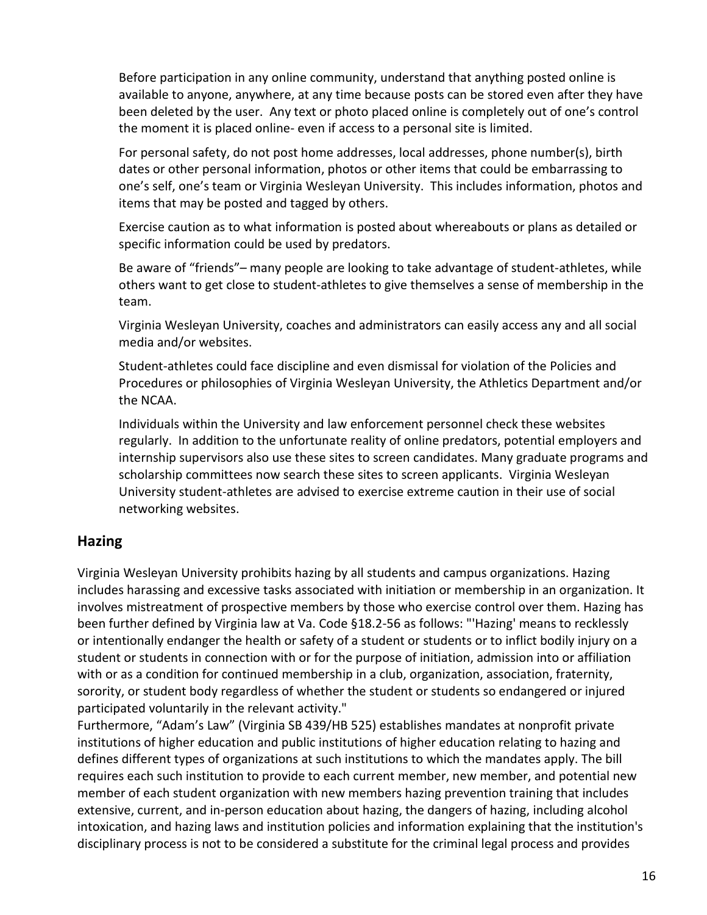Before participation in any online community, understand that anything posted online is available to anyone, anywhere, at any time because posts can be stored even after they have been deleted by the user. Any text or photo placed online is completely out of one's control the moment it is placed online- even if access to a personal site is limited.

For personal safety, do not post home addresses, local addresses, phone number(s), birth dates or other personal information, photos or other items that could be embarrassing to one's self, one's team or Virginia Wesleyan University. This includes information, photos and items that may be posted and tagged by others.

Exercise caution as to what information is posted about whereabouts or plans as detailed or specific information could be used by predators.

Be aware of "friends"– many people are looking to take advantage of student-athletes, while others want to get close to student-athletes to give themselves a sense of membership in the team.

Virginia Wesleyan University, coaches and administrators can easily access any and all social media and/or websites.

Student-athletes could face discipline and even dismissal for violation of the Policies and Procedures or philosophies of Virginia Wesleyan University, the Athletics Department and/or the NCAA.

Individuals within the University and law enforcement personnel check these websites regularly. In addition to the unfortunate reality of online predators, potential employers and internship supervisors also use these sites to screen candidates. Many graduate programs and scholarship committees now search these sites to screen applicants. Virginia Wesleyan University student-athletes are advised to exercise extreme caution in their use of social networking websites.

## Hazing

Virginia Wesleyan University prohibits hazing by all students and campus organizations. Hazing includes harassing and excessive tasks associated with initiation or membership in an organization. It involves mistreatment of prospective members by those who exercise control over them. Hazing has been further defined by Virginia law at Va. Code §18.2-56 as follows: "'Hazing' means to recklessly or intentionally endanger the health or safety of a student or students or to inflict bodily injury on a student or students in connection with or for the purpose of initiation, admission into or affiliation with or as a condition for continued membership in a club, organization, association, fraternity, sorority, or student body regardless of whether the student or students so endangered or injured participated voluntarily in the relevant activity."

Furthermore, "Adam's Law" (Virginia SB 439/HB 525) establishes mandates at nonprofit private institutions of higher education and public institutions of higher education relating to hazing and defines different types of organizations at such institutions to which the mandates apply. The bill requires each such institution to provide to each current member, new member, and potential new member of each student organization with new members hazing prevention training that includes extensive, current, and in-person education about hazing, the dangers of hazing, including alcohol intoxication, and hazing laws and institution policies and information explaining that the institution's disciplinary process is not to be considered a substitute for the criminal legal process and provides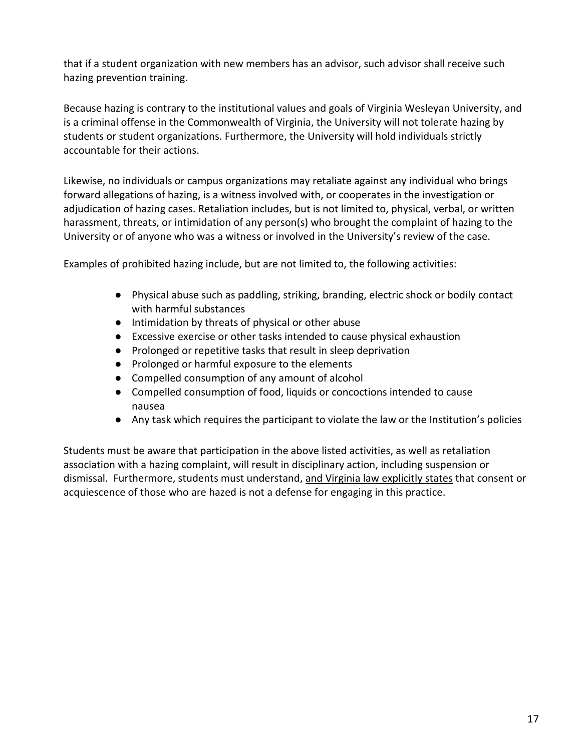that if a student organization with new members has an advisor, such advisor shall receive such hazing prevention training.

Because hazing is contrary to the institutional values and goals of Virginia Wesleyan University, and is a criminal offense in the Commonwealth of Virginia, the University will not tolerate hazing by students or student organizations. Furthermore, the University will hold individuals strictly accountable for their actions.

Likewise, no individuals or campus organizations may retaliate against any individual who brings forward allegations of hazing, is a witness involved with, or cooperates in the investigation or adjudication of hazing cases. Retaliation includes, but is not limited to, physical, verbal, or written harassment, threats, or intimidation of any person(s) who brought the complaint of hazing to the University or of anyone who was a witness or involved in the University's review of the case.

Examples of prohibited hazing include, but are not limited to, the following activities:

- Physical abuse such as paddling, striking, branding, electric shock or bodily contact with harmful substances
- Intimidation by threats of physical or other abuse
- Excessive exercise or other tasks intended to cause physical exhaustion
- Prolonged or repetitive tasks that result in sleep deprivation
- Prolonged or harmful exposure to the elements
- Compelled consumption of any amount of alcohol
- Compelled consumption of food, liquids or concoctions intended to cause nausea
- Any task which requires the participant to violate the law or the Institution's policies

Students must be aware that participation in the above listed activities, as well as retaliation association with a hazing complaint, will result in disciplinary action, including suspension or dismissal. Furthermore, students must understand, and Virginia law explicitly states that consent or acquiescence of those who are hazed is not a defense for engaging in this practice.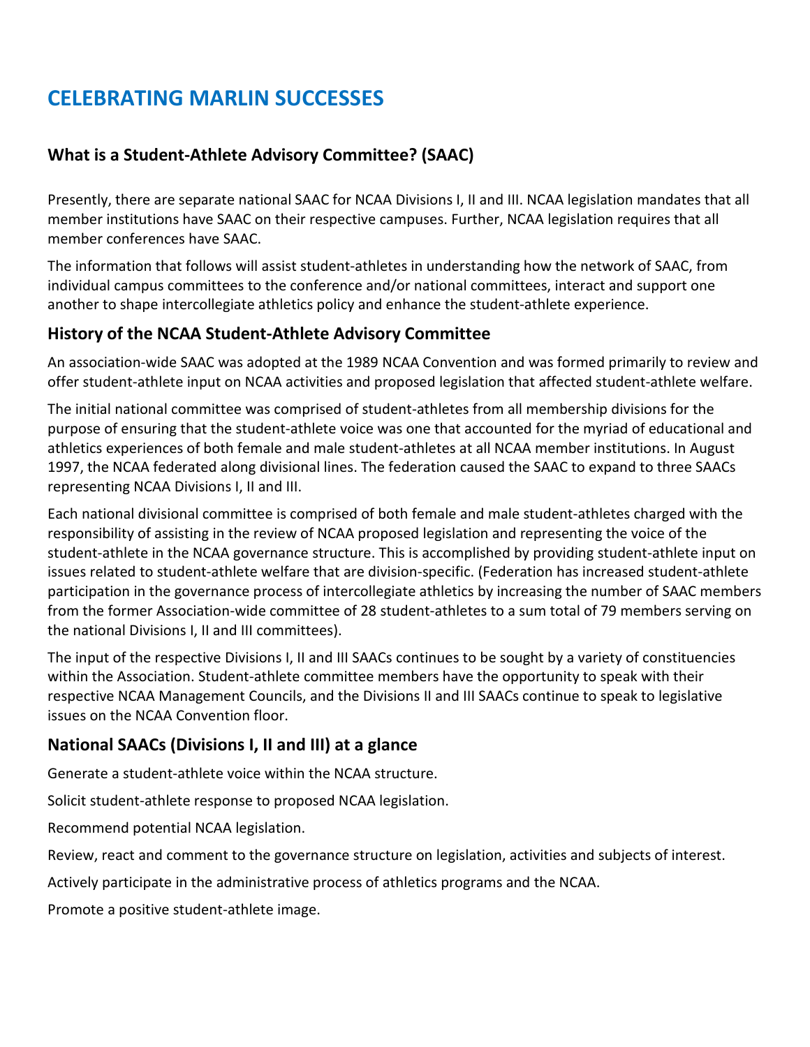# CELEBRATING MARLIN SUCCESSES

## What is a Student-Athlete Advisory Committee? (SAAC)

Presently, there are separate national SAAC for NCAA Divisions I, II and III. NCAA legislation mandates that all member institutions have SAAC on their respective campuses. Further, NCAA legislation requires that all member conferences have SAAC.

The information that follows will assist student-athletes in understanding how the network of SAAC, from individual campus committees to the conference and/or national committees, interact and support one another to shape intercollegiate athletics policy and enhance the student-athlete experience.

## History of the NCAA Student-Athlete Advisory Committee

An association-wide SAAC was adopted at the 1989 NCAA Convention and was formed primarily to review and offer student-athlete input on NCAA activities and proposed legislation that affected student-athlete welfare.

The initial national committee was comprised of student-athletes from all membership divisions for the purpose of ensuring that the student-athlete voice was one that accounted for the myriad of educational and athletics experiences of both female and male student-athletes at all NCAA member institutions. In August 1997, the NCAA federated along divisional lines. The federation caused the SAAC to expand to three SAACs representing NCAA Divisions I, II and III.

Each national divisional committee is comprised of both female and male student-athletes charged with the responsibility of assisting in the review of NCAA proposed legislation and representing the voice of the student-athlete in the NCAA governance structure. This is accomplished by providing student-athlete input on issues related to student-athlete welfare that are division-specific. (Federation has increased student-athlete participation in the governance process of intercollegiate athletics by increasing the number of SAAC members from the former Association-wide committee of 28 student-athletes to a sum total of 79 members serving on the national Divisions I, II and III committees).

The input of the respective Divisions I, II and III SAACs continues to be sought by a variety of constituencies within the Association. Student-athlete committee members have the opportunity to speak with their respective NCAA Management Councils, and the Divisions II and III SAACs continue to speak to legislative issues on the NCAA Convention floor.

## National SAACs (Divisions I, II and III) at a glance

Generate a student-athlete voice within the NCAA structure.

Solicit student-athlete response to proposed NCAA legislation.

Recommend potential NCAA legislation.

Review, react and comment to the governance structure on legislation, activities and subjects of interest.

Actively participate in the administrative process of athletics programs and the NCAA.

Promote a positive student-athlete image.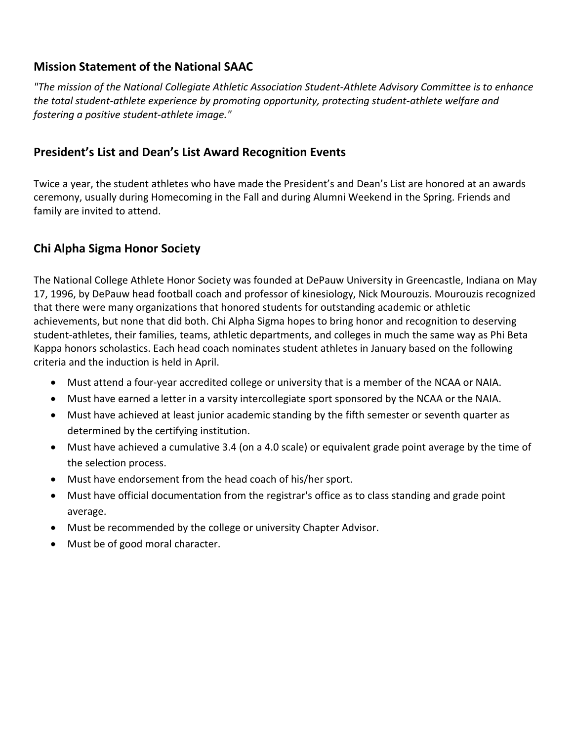## Mission Statement of the National SAAC

*"The mission of the National Collegiate Athletic Association Student-Athlete Advisory Committee is to enhance the total student-athlete experience by promoting opportunity, protecting student-athlete welfare and fostering a positive student-athlete image."*

## President's List and Dean's List Award Recognition Events

Twice a year, the student athletes who have made the President's and Dean's List are honored at an awards ceremony, usually during Homecoming in the Fall and during Alumni Weekend in the Spring. Friends and family are invited to attend.

## Chi Alpha Sigma Honor Society

The National College Athlete Honor Society was founded at DePauw University in Greencastle, Indiana on May 17, 1996, by DePauw head football coach and professor of kinesiology, Nick Mourouzis. Mourouzis recognized that there were many organizations that honored students for outstanding academic or athletic achievements, but none that did both. Chi Alpha Sigma hopes to bring honor and recognition to deserving student-athletes, their families, teams, athletic departments, and colleges in much the same way as Phi Beta Kappa honors scholastics. Each head coach nominates student athletes in January based on the following criteria and the induction is held in April.

- Must attend a four-year accredited college or university that is a member of the NCAA or NAIA.
- Must have earned a letter in a varsity intercollegiate sport sponsored by the NCAA or the NAIA.
- Must have achieved at least junior academic standing by the fifth semester or seventh quarter as determined by the certifying institution.
- Must have achieved a cumulative 3.4 (on a 4.0 scale) or equivalent grade point average by the time of the selection process.
- Must have endorsement from the head coach of his/her sport.
- Must have official documentation from the registrar's office as to class standing and grade point average.
- Must be recommended by the college or university Chapter Advisor.
- Must be of good moral character.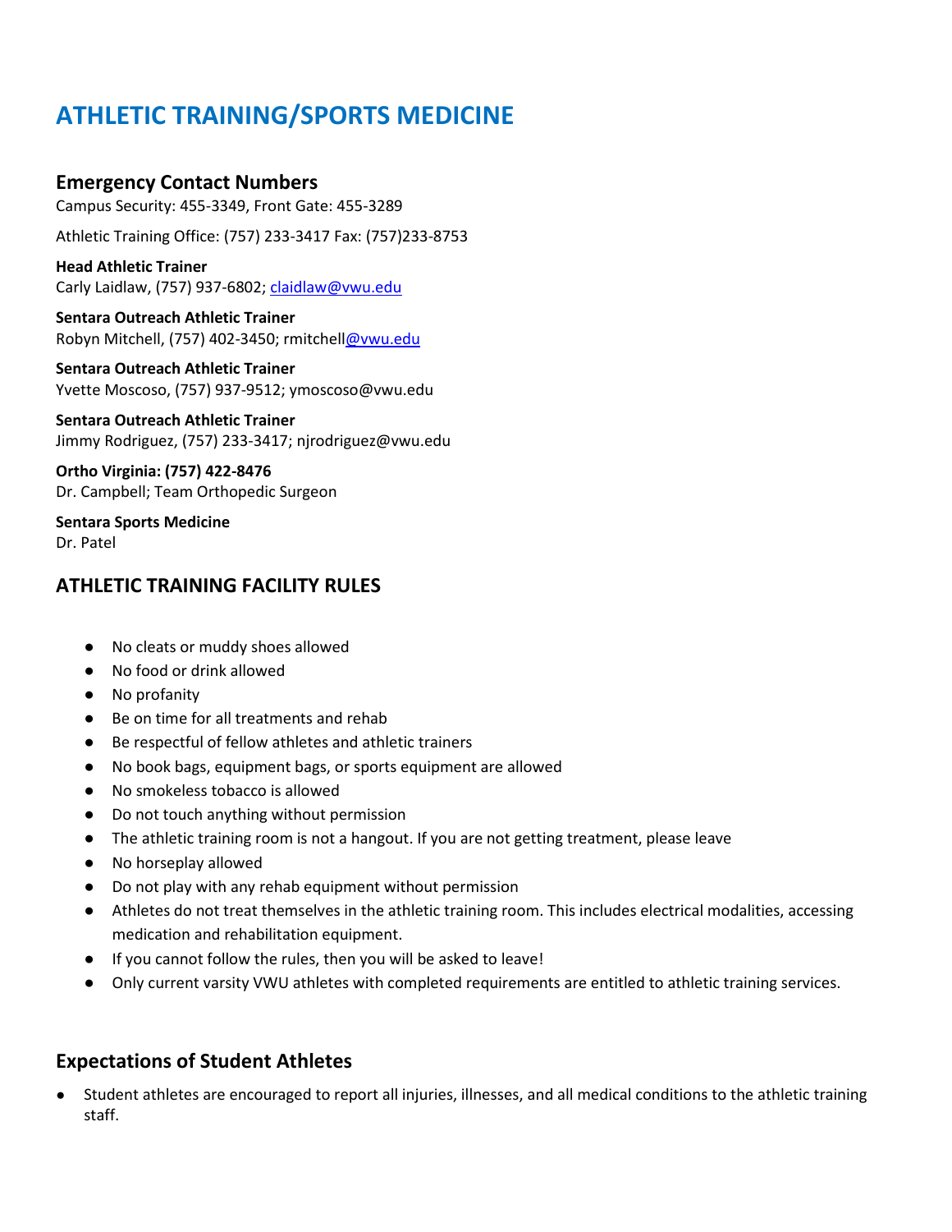# ATHLETIC TRAINING/SPORTS MEDICINE

### Emergency Contact Numbers

Campus Security: 455-3349, Front Gate: 455-3289

Athletic Training Office: (757) 233-3417 Fax: (757)233-8753

**Head Athletic Trainer**
Carly Laidlaw, (757) 937-6802; claidlaw@vwu.edu

**Sentara Outreach Athletic Trainer**
Robyn Mitchell, (757) 402-3450; rmitchell@vwu.edu

**Sentara Outreach Athletic Trainer**
Yvette Moscoso, (757) 937-9512; ymoscoso@vwu.edu

**Sentara Outreach Athletic Trainer**
Jimmy Rodriguez, (757) 233-3417; njrodriguez@vwu.edu

**Ortho Virginia: (757) 422-8476**
Dr. Campbell; Team Orthopedic Surgeon

**Sentara Sports Medicine**
Dr. Patel

### ATHLETIC TRAINING FACILITY RULES

- No cleats or muddy shoes allowed
- No food or drink allowed
- No profanity
- Be on time for all treatments and rehab
- Be respectful of fellow athletes and athletic trainers
- No book bags, equipment bags, or sports equipment are allowed
- No smokeless tobacco is allowed
- Do not touch anything without permission
- The athletic training room is not a hangout. If you are not getting treatment, please leave
- No horseplay allowed
- Do not play with any rehab equipment without permission
- Athletes do not treat themselves in the athletic training room. This includes electrical modalities, accessing medication and rehabilitation equipment.
- If you cannot follow the rules, then you will be asked to leave!
- Only current varsity VWU athletes with completed requirements are entitled to athletic training services.

### Expectations of Student Athletes

- Student athletes are encouraged to report all injuries, illnesses, and all medical conditions to the athletic training staff.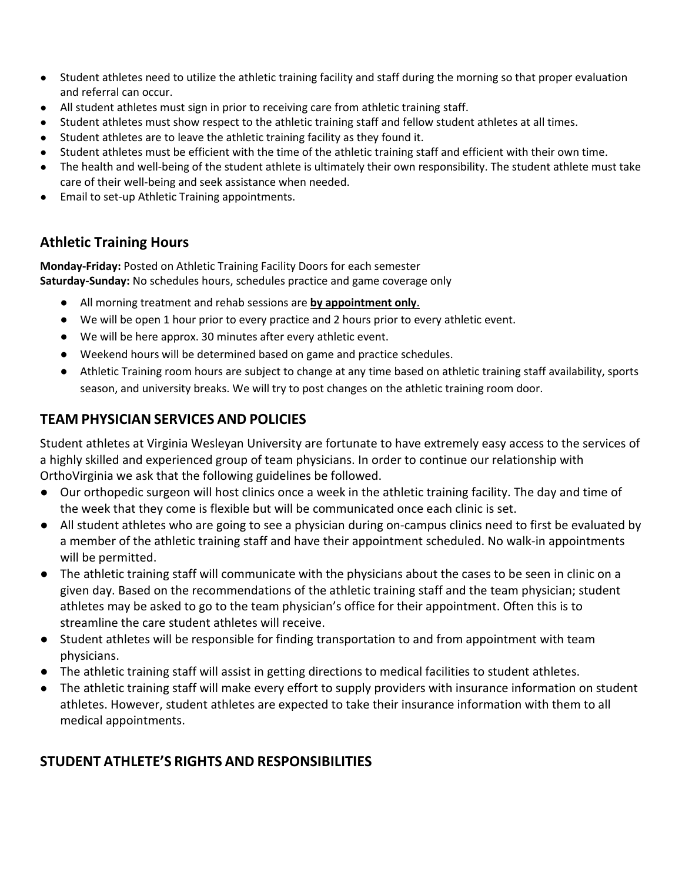- Student athletes need to utilize the athletic training facility and staff during the morning so that proper evaluation and referral can occur.
- All student athletes must sign in prior to receiving care from athletic training staff.
- Student athletes must show respect to the athletic training staff and fellow student athletes at all times.
- Student athletes are to leave the athletic training facility as they found it.
- Student athletes must be efficient with the time of the athletic training staff and efficient with their own time.
- The health and well-being of the student athlete is ultimately their own responsibility. The student athlete must take care of their well-being and seek assistance when needed.
- Email to set-up Athletic Training appointments.

## Athletic Training Hours

**Monday-Friday:** Posted on Athletic Training Facility Doors for each semester
**Saturday-Sunday:** No schedules hours, schedules practice and game coverage only

- All morning treatment and rehab sessions are **by appointment only**.
- We will be open 1 hour prior to every practice and 2 hours prior to every athletic event.
- We will be here approx. 30 minutes after every athletic event.
- Weekend hours will be determined based on game and practice schedules.
- Athletic Training room hours are subject to change at any time based on athletic training staff availability, sports season, and university breaks. We will try to post changes on the athletic training room door.

## TEAM PHYSICIAN SERVICES AND POLICIES

Student athletes at Virginia Wesleyan University are fortunate to have extremely easy access to the services of a highly skilled and experienced group of team physicians. In order to continue our relationship with OrthoVirginia we ask that the following guidelines be followed.

- Our orthopedic surgeon will host clinics once a week in the athletic training facility. The day and time of the week that they come is flexible but will be communicated once each clinic is set.
- All student athletes who are going to see a physician during on-campus clinics need to first be evaluated by a member of the athletic training staff and have their appointment scheduled. No walk-in appointments will be permitted.
- The athletic training staff will communicate with the physicians about the cases to be seen in clinic on a given day. Based on the recommendations of the athletic training staff and the team physician; student athletes may be asked to go to the team physician's office for their appointment. Often this is to streamline the care student athletes will receive.
- Student athletes will be responsible for finding transportation to and from appointment with team physicians.
- The athletic training staff will assist in getting directions to medical facilities to student athletes.
- The athletic training staff will make every effort to supply providers with insurance information on student athletes. However, student athletes are expected to take their insurance information with them to all medical appointments.

## STUDENT ATHLETE'S RIGHTS AND RESPONSIBILITIES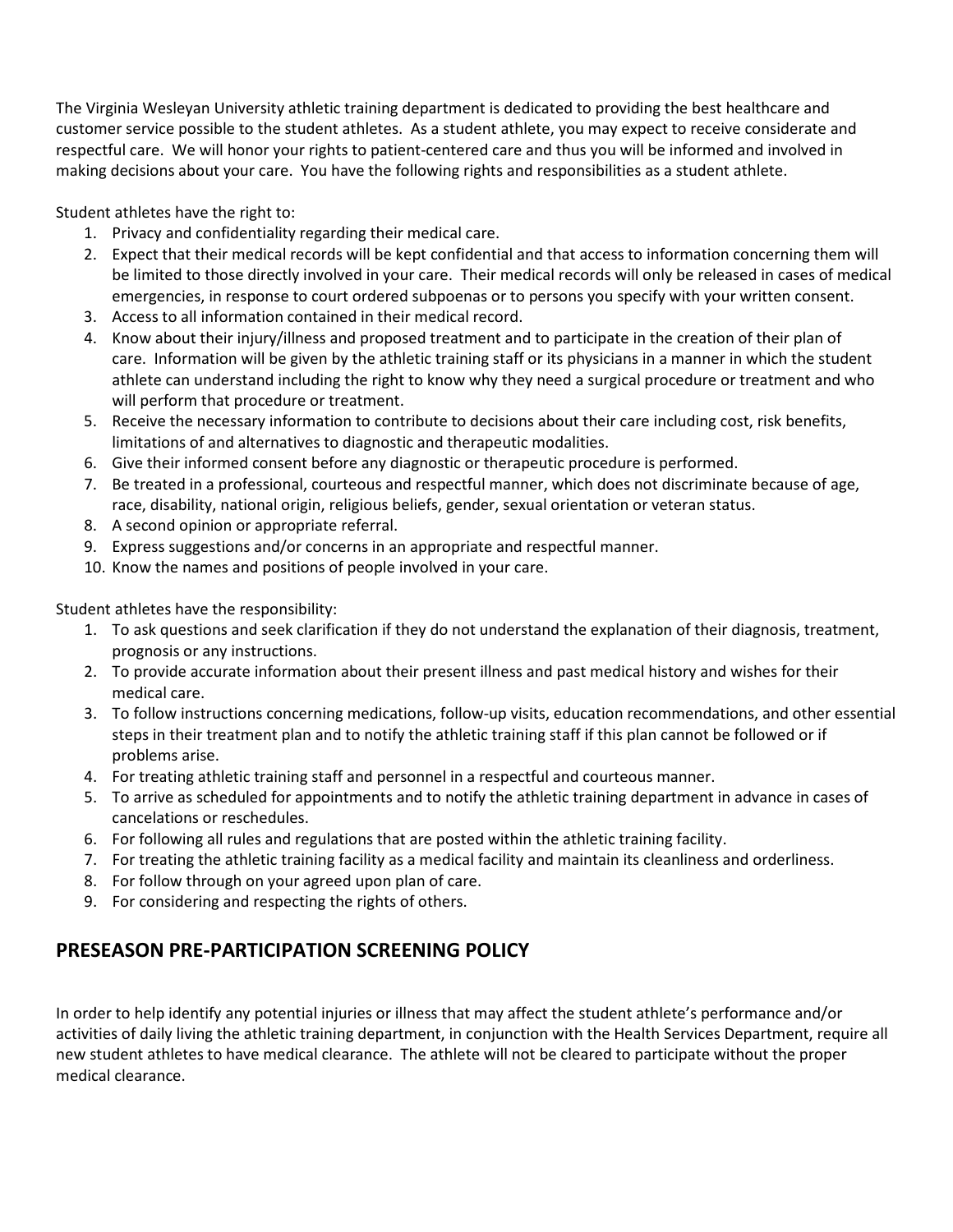The Virginia Wesleyan University athletic training department is dedicated to providing the best healthcare and customer service possible to the student athletes. As a student athlete, you may expect to receive considerate and respectful care. We will honor your rights to patient-centered care and thus you will be informed and involved in making decisions about your care. You have the following rights and responsibilities as a student athlete.

Student athletes have the right to:

1. Privacy and confidentiality regarding their medical care.
2. Expect that their medical records will be kept confidential and that access to information concerning them will be limited to those directly involved in your care. Their medical records will only be released in cases of medical emergencies, in response to court ordered subpoenas or to persons you specify with your written consent.
3. Access to all information contained in their medical record.
4. Know about their injury/illness and proposed treatment and to participate in the creation of their plan of care. Information will be given by the athletic training staff or its physicians in a manner in which the student athlete can understand including the right to know why they need a surgical procedure or treatment and who will perform that procedure or treatment.
5. Receive the necessary information to contribute to decisions about their care including cost, risk benefits, limitations of and alternatives to diagnostic and therapeutic modalities.
6. Give their informed consent before any diagnostic or therapeutic procedure is performed.
7. Be treated in a professional, courteous and respectful manner, which does not discriminate because of age, race, disability, national origin, religious beliefs, gender, sexual orientation or veteran status.
8. A second opinion or appropriate referral.
9. Express suggestions and/or concerns in an appropriate and respectful manner.
10. Know the names and positions of people involved in your care.

Student athletes have the responsibility:

1. To ask questions and seek clarification if they do not understand the explanation of their diagnosis, treatment, prognosis or any instructions.
2. To provide accurate information about their present illness and past medical history and wishes for their medical care.
3. To follow instructions concerning medications, follow-up visits, education recommendations, and other essential steps in their treatment plan and to notify the athletic training staff if this plan cannot be followed or if problems arise.
4. For treating athletic training staff and personnel in a respectful and courteous manner.
5. To arrive as scheduled for appointments and to notify the athletic training department in advance in cases of cancelations or reschedules.
6. For following all rules and regulations that are posted within the athletic training facility.
7. For treating the athletic training facility as a medical facility and maintain its cleanliness and orderliness.
8. For follow through on your agreed upon plan of care.
9. For considering and respecting the rights of others.

## PRESEASON PRE-PARTICIPATION SCREENING POLICY

In order to help identify any potential injuries or illness that may affect the student athlete's performance and/or activities of daily living the athletic training department, in conjunction with the Health Services Department, require all new student athletes to have medical clearance. The athlete will not be cleared to participate without the proper medical clearance.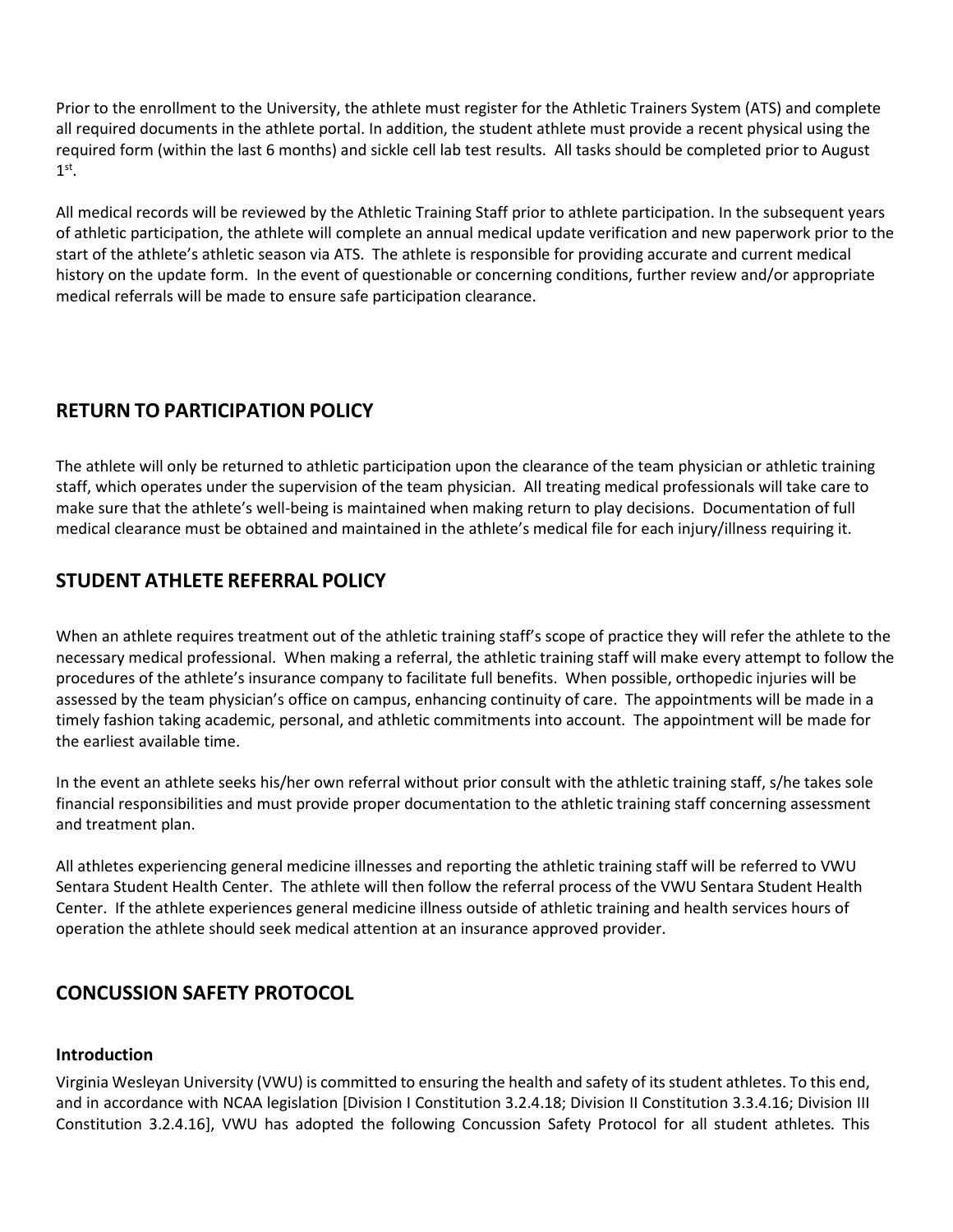Prior to the enrollment to the University, the athlete must register for the Athletic Trainers System (ATS) and complete all required documents in the athlete portal. In addition, the student athlete must provide a recent physical using the required form (within the last 6 months) and sickle cell lab test results. All tasks should be completed prior to August 1st.

All medical records will be reviewed by the Athletic Training Staff prior to athlete participation. In the subsequent years of athletic participation, the athlete will complete an annual medical update verification and new paperwork prior to the start of the athlete's athletic season via ATS. The athlete is responsible for providing accurate and current medical history on the update form. In the event of questionable or concerning conditions, further review and/or appropriate medical referrals will be made to ensure safe participation clearance.

## RETURN TO PARTICIPATION POLICY

The athlete will only be returned to athletic participation upon the clearance of the team physician or athletic training staff, which operates under the supervision of the team physician. All treating medical professionals will take care to make sure that the athlete's well-being is maintained when making return to play decisions. Documentation of full medical clearance must be obtained and maintained in the athlete's medical file for each injury/illness requiring it.

## STUDENT ATHLETE REFERRAL POLICY

When an athlete requires treatment out of the athletic training staff's scope of practice they will refer the athlete to the necessary medical professional. When making a referral, the athletic training staff will make every attempt to follow the procedures of the athlete's insurance company to facilitate full benefits. When possible, orthopedic injuries will be assessed by the team physician's office on campus, enhancing continuity of care. The appointments will be made in a timely fashion taking academic, personal, and athletic commitments into account. The appointment will be made for the earliest available time.

In the event an athlete seeks his/her own referral without prior consult with the athletic training staff, s/he takes sole financial responsibilities and must provide proper documentation to the athletic training staff concerning assessment and treatment plan.

All athletes experiencing general medicine illnesses and reporting the athletic training staff will be referred to VWU Sentara Student Health Center. The athlete will then follow the referral process of the VWU Sentara Student Health Center. If the athlete experiences general medicine illness outside of athletic training and health services hours of operation the athlete should seek medical attention at an insurance approved provider.

## CONCUSSION SAFETY PROTOCOL

### Introduction

Virginia Wesleyan University (VWU) is committed to ensuring the health and safety of its student athletes. To this end, and in accordance with NCAA legislation [Division I Constitution 3.2.4.18; Division II Constitution 3.3.4.16; Division III Constitution 3.2.4.16], VWU has adopted the following Concussion Safety Protocol for all student athletes. This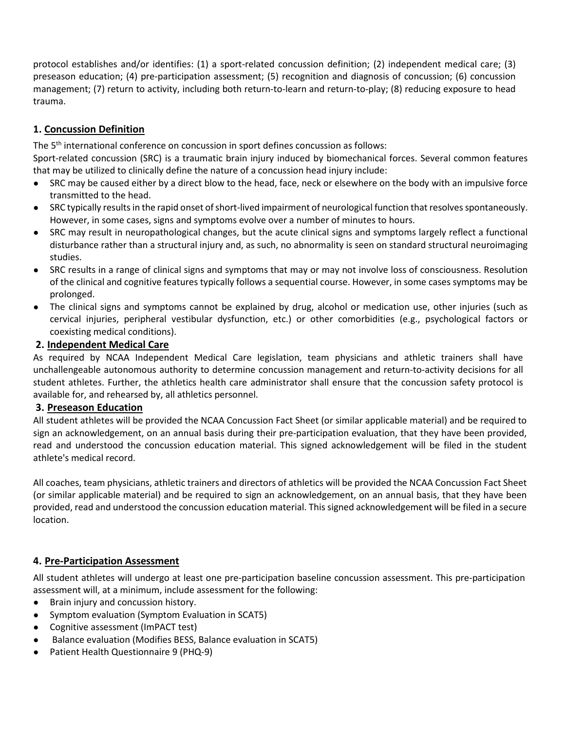protocol establishes and/or identifies: (1) a sport-related concussion definition; (2) independent medical care; (3) preseason education; (4) pre-participation assessment; (5) recognition and diagnosis of concussion; (6) concussion management; (7) return to activity, including both return-to-learn and return-to-play; (8) reducing exposure to head trauma.

## 1. Concussion Definition

The 5th international conference on concussion in sport defines concussion as follows:

Sport-related concussion (SRC) is a traumatic brain injury induced by biomechanical forces. Several common features that may be utilized to clinically define the nature of a concussion head injury include:

- SRC may be caused either by a direct blow to the head, face, neck or elsewhere on the body with an impulsive force transmitted to the head.
- SRC typically results in the rapid onset of short-lived impairment of neurological function that resolves spontaneously. However, in some cases, signs and symptoms evolve over a number of minutes to hours.
- SRC may result in neuropathological changes, but the acute clinical signs and symptoms largely reflect a functional disturbance rather than a structural injury and, as such, no abnormality is seen on standard structural neuroimaging studies.
- SRC results in a range of clinical signs and symptoms that may or may not involve loss of consciousness. Resolution of the clinical and cognitive features typically follows a sequential course. However, in some cases symptoms may be prolonged.
- The clinical signs and symptoms cannot be explained by drug, alcohol or medication use, other injuries (such as cervical injuries, peripheral vestibular dysfunction, etc.) or other comorbidities (e.g., psychological factors or coexisting medical conditions).

## 2. Independent Medical Care

As required by NCAA Independent Medical Care legislation, team physicians and athletic trainers shall have unchallengeable autonomous authority to determine concussion management and return-to-activity decisions for all student athletes. Further, the athletics health care administrator shall ensure that the concussion safety protocol is available for, and rehearsed by, all athletics personnel.

## 3. Preseason Education

All student athletes will be provided the NCAA Concussion Fact Sheet (or similar applicable material) and be required to sign an acknowledgement, on an annual basis during their pre-participation evaluation, that they have been provided, read and understood the concussion education material. This signed acknowledgement will be filed in the student athlete's medical record.

All coaches, team physicians, athletic trainers and directors of athletics will be provided the NCAA Concussion Fact Sheet (or similar applicable material) and be required to sign an acknowledgement, on an annual basis, that they have been provided, read and understood the concussion education material. This signed acknowledgement will be filed in a secure location.

## 4. Pre-Participation Assessment

All student athletes will undergo at least one pre-participation baseline concussion assessment. This pre-participation assessment will, at a minimum, include assessment for the following:

- Brain injury and concussion history.
- Symptom evaluation (Symptom Evaluation in SCAT5)
- Cognitive assessment (ImPACT test)
- Balance evaluation (Modifies BESS, Balance evaluation in SCAT5)
- Patient Health Questionnaire 9 (PHQ-9)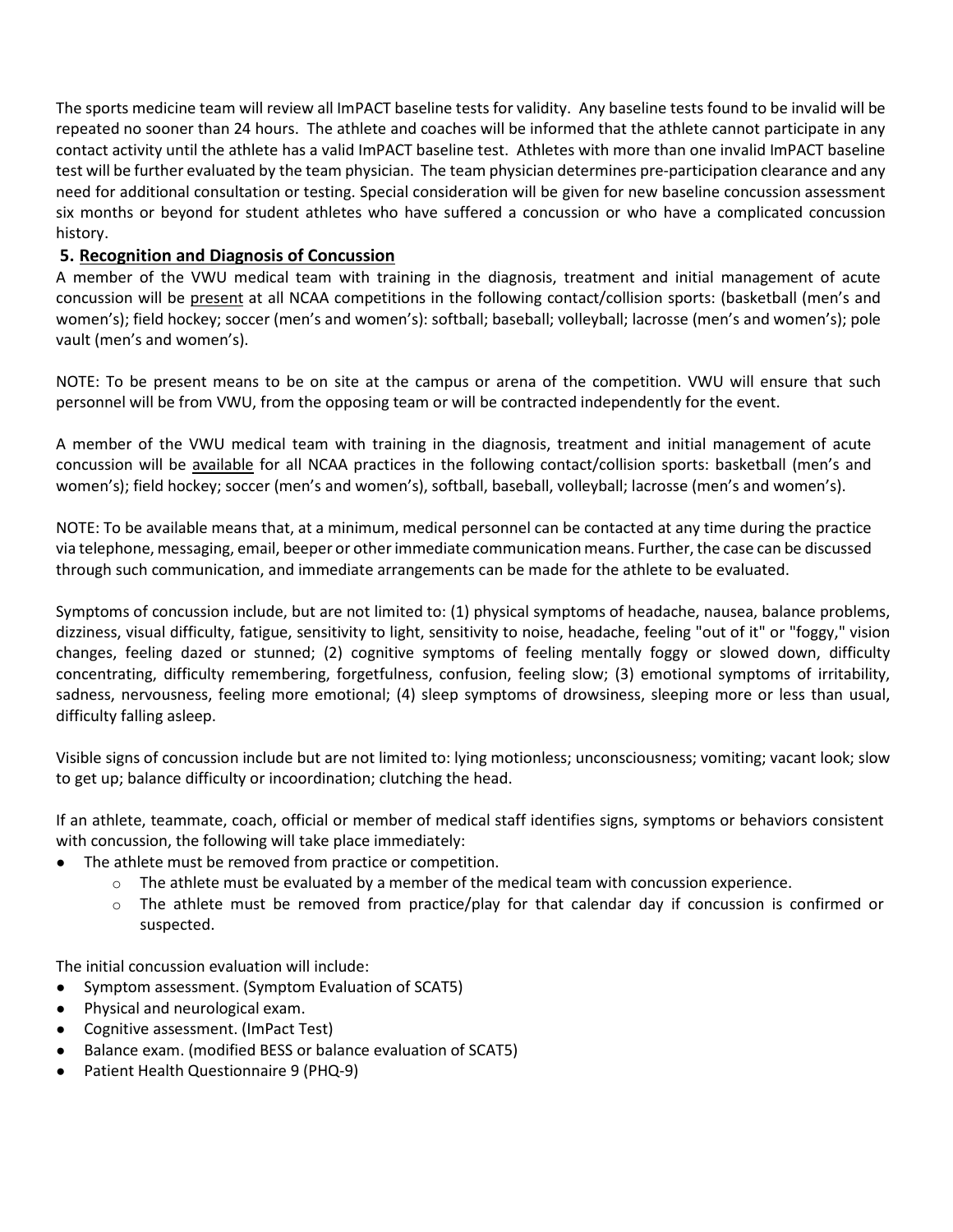The sports medicine team will review all ImPACT baseline tests for validity. Any baseline tests found to be invalid will be repeated no sooner than 24 hours. The athlete and coaches will be informed that the athlete cannot participate in any contact activity until the athlete has a valid ImPACT baseline test. Athletes with more than one invalid ImPACT baseline test will be further evaluated by the team physician. The team physician determines pre-participation clearance and any need for additional consultation or testing. Special consideration will be given for new baseline concussion assessment six months or beyond for student athletes who have suffered a concussion or who have a complicated concussion history.

## 5. Recognition and Diagnosis of Concussion

A member of the VWU medical team with training in the diagnosis, treatment and initial management of acute concussion will be present at all NCAA competitions in the following contact/collision sports: (basketball (men's and women's); field hockey; soccer (men's and women's): softball; baseball; volleyball; lacrosse (men's and women's); pole vault (men's and women's).

NOTE: To be present means to be on site at the campus or arena of the competition. VWU will ensure that such personnel will be from VWU, from the opposing team or will be contracted independently for the event.

A member of the VWU medical team with training in the diagnosis, treatment and initial management of acute concussion will be available for all NCAA practices in the following contact/collision sports: basketball (men's and women's); field hockey; soccer (men's and women's), softball, baseball, volleyball; lacrosse (men's and women's).

NOTE: To be available means that, at a minimum, medical personnel can be contacted at any time during the practice via telephone, messaging, email, beeper or other immediate communication means. Further, the case can be discussed through such communication, and immediate arrangements can be made for the athlete to be evaluated.

Symptoms of concussion include, but are not limited to: (1) physical symptoms of headache, nausea, balance problems, dizziness, visual difficulty, fatigue, sensitivity to light, sensitivity to noise, headache, feeling "out of it" or "foggy," vision changes, feeling dazed or stunned; (2) cognitive symptoms of feeling mentally foggy or slowed down, difficulty concentrating, difficulty remembering, forgetfulness, confusion, feeling slow; (3) emotional symptoms of irritability, sadness, nervousness, feeling more emotional; (4) sleep symptoms of drowsiness, sleeping more or less than usual, difficulty falling asleep.

Visible signs of concussion include but are not limited to: lying motionless; unconsciousness; vomiting; vacant look; slow to get up; balance difficulty or incoordination; clutching the head.

If an athlete, teammate, coach, official or member of medical staff identifies signs, symptoms or behaviors consistent with concussion, the following will take place immediately:

- The athlete must be removed from practice or competition.
  - The athlete must be evaluated by a member of the medical team with concussion experience.
  - The athlete must be removed from practice/play for that calendar day if concussion is confirmed or suspected.

The initial concussion evaluation will include:

- Symptom assessment. (Symptom Evaluation of SCAT5)
- Physical and neurological exam.
- Cognitive assessment. (ImPact Test)
- Balance exam. (modified BESS or balance evaluation of SCAT5)
- Patient Health Questionnaire 9 (PHQ-9)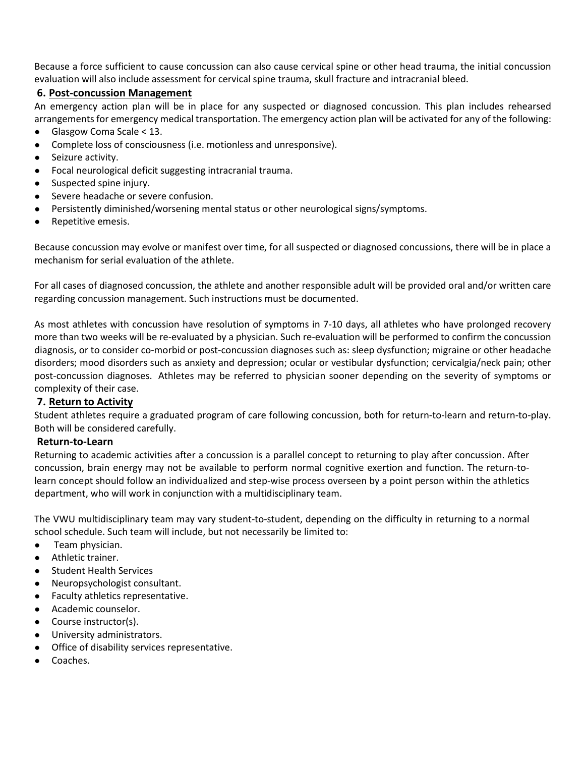Because a force sufficient to cause concussion can also cause cervical spine or other head trauma, the initial concussion evaluation will also include assessment for cervical spine trauma, skull fracture and intracranial bleed.

## 6. Post-concussion Management

An emergency action plan will be in place for any suspected or diagnosed concussion. This plan includes rehearsed arrangements for emergency medical transportation. The emergency action plan will be activated for any of the following:

- Glasgow Coma Scale < 13.
- Complete loss of consciousness (i.e. motionless and unresponsive).
- Seizure activity.
- Focal neurological deficit suggesting intracranial trauma.
- Suspected spine injury.
- Severe headache or severe confusion.
- Persistently diminished/worsening mental status or other neurological signs/symptoms.
- Repetitive emesis.

Because concussion may evolve or manifest over time, for all suspected or diagnosed concussions, there will be in place a mechanism for serial evaluation of the athlete.

For all cases of diagnosed concussion, the athlete and another responsible adult will be provided oral and/or written care regarding concussion management. Such instructions must be documented.

As most athletes with concussion have resolution of symptoms in 7-10 days, all athletes who have prolonged recovery more than two weeks will be re-evaluated by a physician. Such re-evaluation will be performed to confirm the concussion diagnosis, or to consider co-morbid or post-concussion diagnoses such as: sleep dysfunction; migraine or other headache disorders; mood disorders such as anxiety and depression; ocular or vestibular dysfunction; cervicalgia/neck pain; other post-concussion diagnoses. Athletes may be referred to physician sooner depending on the severity of symptoms or complexity of their case.

## 7. Return to Activity

Student athletes require a graduated program of care following concussion, both for return-to-learn and return-to-play. Both will be considered carefully.

### Return-to-Learn

Returning to academic activities after a concussion is a parallel concept to returning to play after concussion. After concussion, brain energy may not be available to perform normal cognitive exertion and function. The return-to-learn concept should follow an individualized and step-wise process overseen by a point person within the athletics department, who will work in conjunction with a multidisciplinary team.

The VWU multidisciplinary team may vary student-to-student, depending on the difficulty in returning to a normal school schedule. Such team will include, but not necessarily be limited to:

- Team physician.
- Athletic trainer.
- Student Health Services
- Neuropsychologist consultant.
- Faculty athletics representative.
- Academic counselor.
- Course instructor(s).
- University administrators.
- Office of disability services representative.
- Coaches.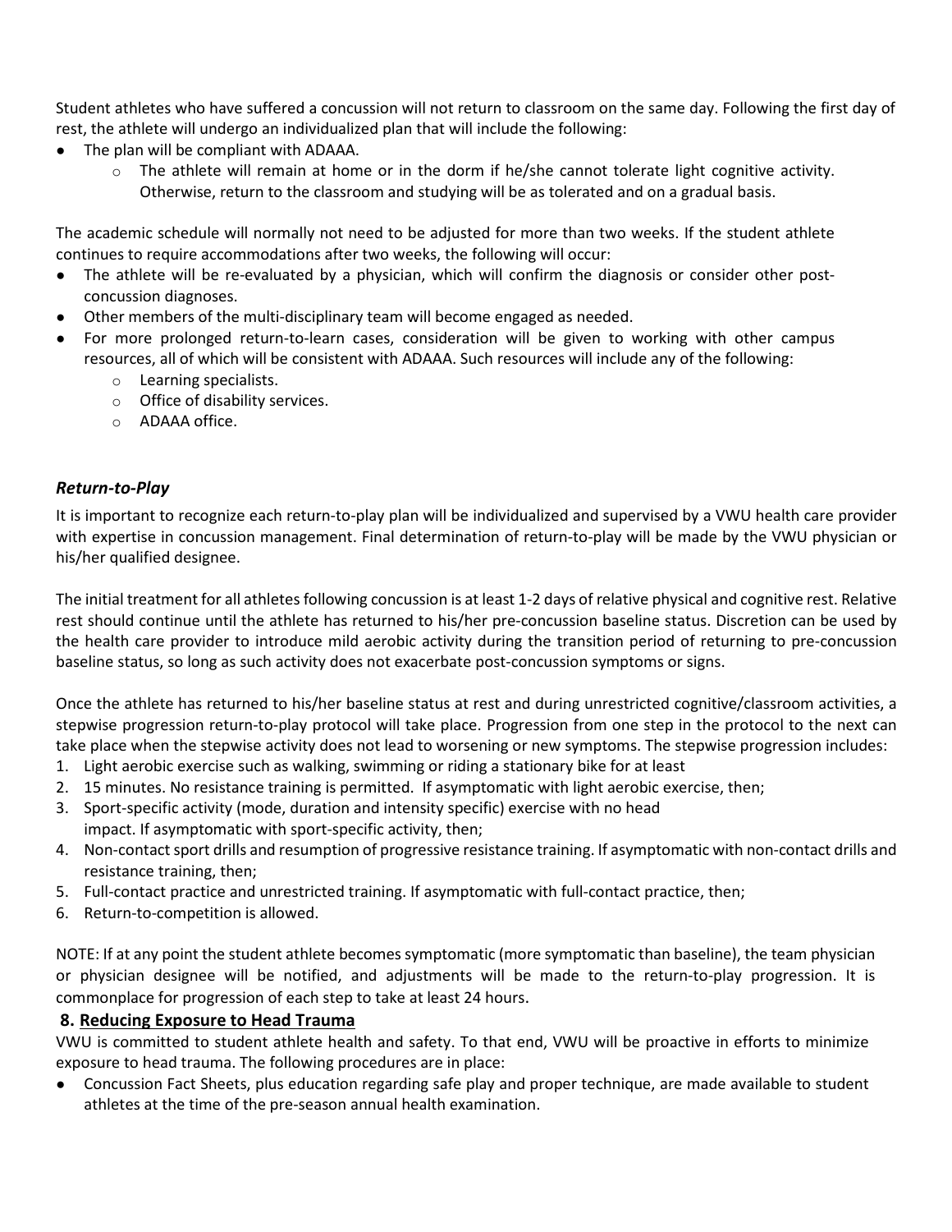Student athletes who have suffered a concussion will not return to classroom on the same day. Following the first day of rest, the athlete will undergo an individualized plan that will include the following:

- The plan will be compliant with ADAAA.
  - The athlete will remain at home or in the dorm if he/she cannot tolerate light cognitive activity. Otherwise, return to the classroom and studying will be as tolerated and on a gradual basis.

The academic schedule will normally not need to be adjusted for more than two weeks. If the student athlete continues to require accommodations after two weeks, the following will occur:

- The athlete will be re-evaluated by a physician, which will confirm the diagnosis or consider other post-concussion diagnoses.
- Other members of the multi-disciplinary team will become engaged as needed.
- For more prolonged return-to-learn cases, consideration will be given to working with other campus resources, all of which will be consistent with ADAAA. Such resources will include any of the following:
  - Learning specialists.
  - Office of disability services.
  - ADAAA office.

### *Return-to-Play*

It is important to recognize each return-to-play plan will be individualized and supervised by a VWU health care provider with expertise in concussion management. Final determination of return-to-play will be made by the VWU physician or his/her qualified designee.

The initial treatment for all athletes following concussion is at least 1-2 days of relative physical and cognitive rest. Relative rest should continue until the athlete has returned to his/her pre-concussion baseline status. Discretion can be used by the health care provider to introduce mild aerobic activity during the transition period of returning to pre-concussion baseline status, so long as such activity does not exacerbate post-concussion symptoms or signs.

Once the athlete has returned to his/her baseline status at rest and during unrestricted cognitive/classroom activities, a stepwise progression return-to-play protocol will take place. Progression from one step in the protocol to the next can take place when the stepwise activity does not lead to worsening or new symptoms. The stepwise progression includes:

1. Light aerobic exercise such as walking, swimming or riding a stationary bike for at least
2. 15 minutes. No resistance training is permitted. If asymptomatic with light aerobic exercise, then;
3. Sport-specific activity (mode, duration and intensity specific) exercise with no head impact. If asymptomatic with sport-specific activity, then;
4. Non-contact sport drills and resumption of progressive resistance training. If asymptomatic with non-contact drills and resistance training, then;
5. Full-contact practice and unrestricted training. If asymptomatic with full-contact practice, then;
6. Return-to-competition is allowed.

NOTE: If at any point the student athlete becomes symptomatic (more symptomatic than baseline), the team physician or physician designee will be notified, and adjustments will be made to the return-to-play progression. It is commonplace for progression of each step to take at least 24 hours.

## 8. <u>Reducing Exposure to Head Trauma</u>

VWU is committed to student athlete health and safety. To that end, VWU will be proactive in efforts to minimize exposure to head trauma. The following procedures are in place:

- Concussion Fact Sheets, plus education regarding safe play and proper technique, are made available to student athletes at the time of the pre-season annual health examination.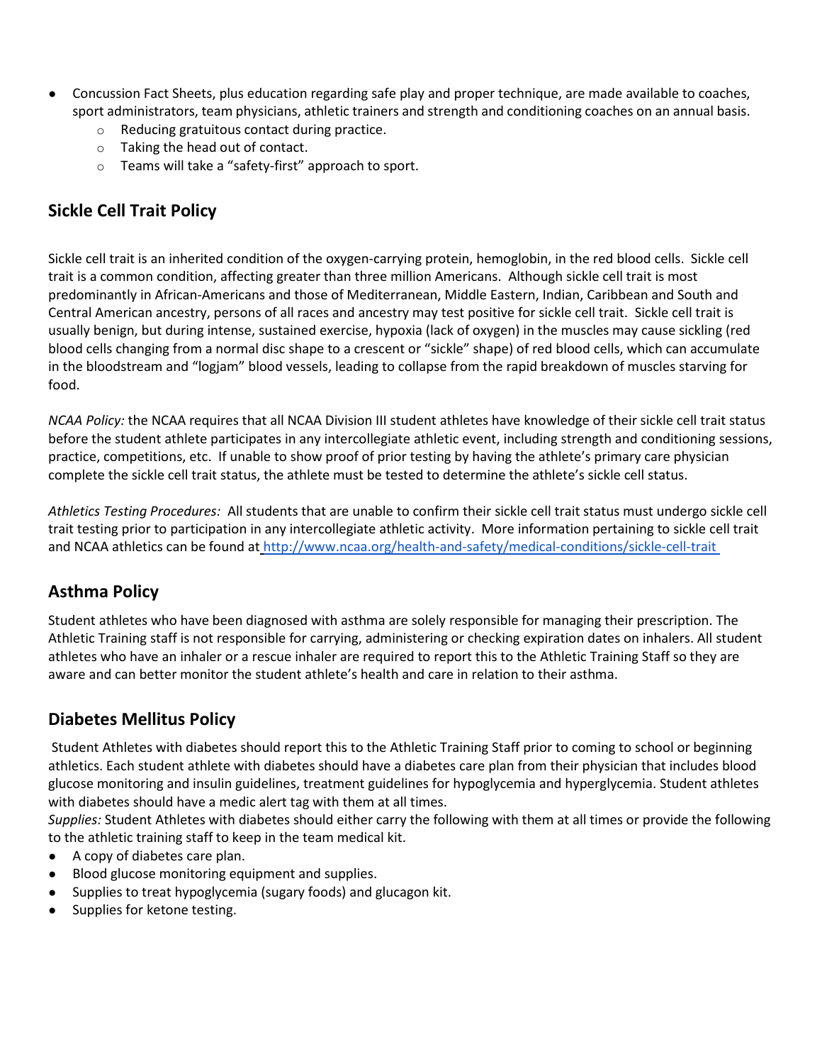- Concussion Fact Sheets, plus education regarding safe play and proper technique, are made available to coaches, sport administrators, team physicians, athletic trainers and strength and conditioning coaches on an annual basis.
    - Reducing gratuitous contact during practice.
    - Taking the head out of contact.
    - Teams will take a "safety-first" approach to sport.

## Sickle Cell Trait Policy

Sickle cell trait is an inherited condition of the oxygen-carrying protein, hemoglobin, in the red blood cells. Sickle cell trait is a common condition, affecting greater than three million Americans. Although sickle cell trait is most predominantly in African-Americans and those of Mediterranean, Middle Eastern, Indian, Caribbean and South and Central American ancestry, persons of all races and ancestry may test positive for sickle cell trait. Sickle cell trait is usually benign, but during intense, sustained exercise, hypoxia (lack of oxygen) in the muscles may cause sickling (red blood cells changing from a normal disc shape to a crescent or "sickle" shape) of red blood cells, which can accumulate in the bloodstream and "logjam" blood vessels, leading to collapse from the rapid breakdown of muscles starving for food.

*NCAA Policy:* the NCAA requires that all NCAA Division III student athletes have knowledge of their sickle cell trait status before the student athlete participates in any intercollegiate athletic event, including strength and conditioning sessions, practice, competitions, etc. If unable to show proof of prior testing by having the athlete's primary care physician complete the sickle cell trait status, the athlete must be tested to determine the athlete's sickle cell status.

*Athletics Testing Procedures:* All students that are unable to confirm their sickle cell trait status must undergo sickle cell trait testing prior to participation in any intercollegiate athletic activity. More information pertaining to sickle cell trait and NCAA athletics can be found at http://www.ncaa.org/health-and-safety/medical-conditions/sickle-cell-trait

## Asthma Policy

Student athletes who have been diagnosed with asthma are solely responsible for managing their prescription. The Athletic Training staff is not responsible for carrying, administering or checking expiration dates on inhalers. All student athletes who have an inhaler or a rescue inhaler are required to report this to the Athletic Training Staff so they are aware and can better monitor the student athlete's health and care in relation to their asthma.

## Diabetes Mellitus Policy

Student Athletes with diabetes should report this to the Athletic Training Staff prior to coming to school or beginning athletics. Each student athlete with diabetes should have a diabetes care plan from their physician that includes blood glucose monitoring and insulin guidelines, treatment guidelines for hypoglycemia and hyperglycemia. Student athletes with diabetes should have a medic alert tag with them at all times.

*Supplies:* Student Athletes with diabetes should either carry the following with them at all times or provide the following to the athletic training staff to keep in the team medical kit.

- A copy of diabetes care plan.
- Blood glucose monitoring equipment and supplies.
- Supplies to treat hypoglycemia (sugary foods) and glucagon kit.
- Supplies for ketone testing.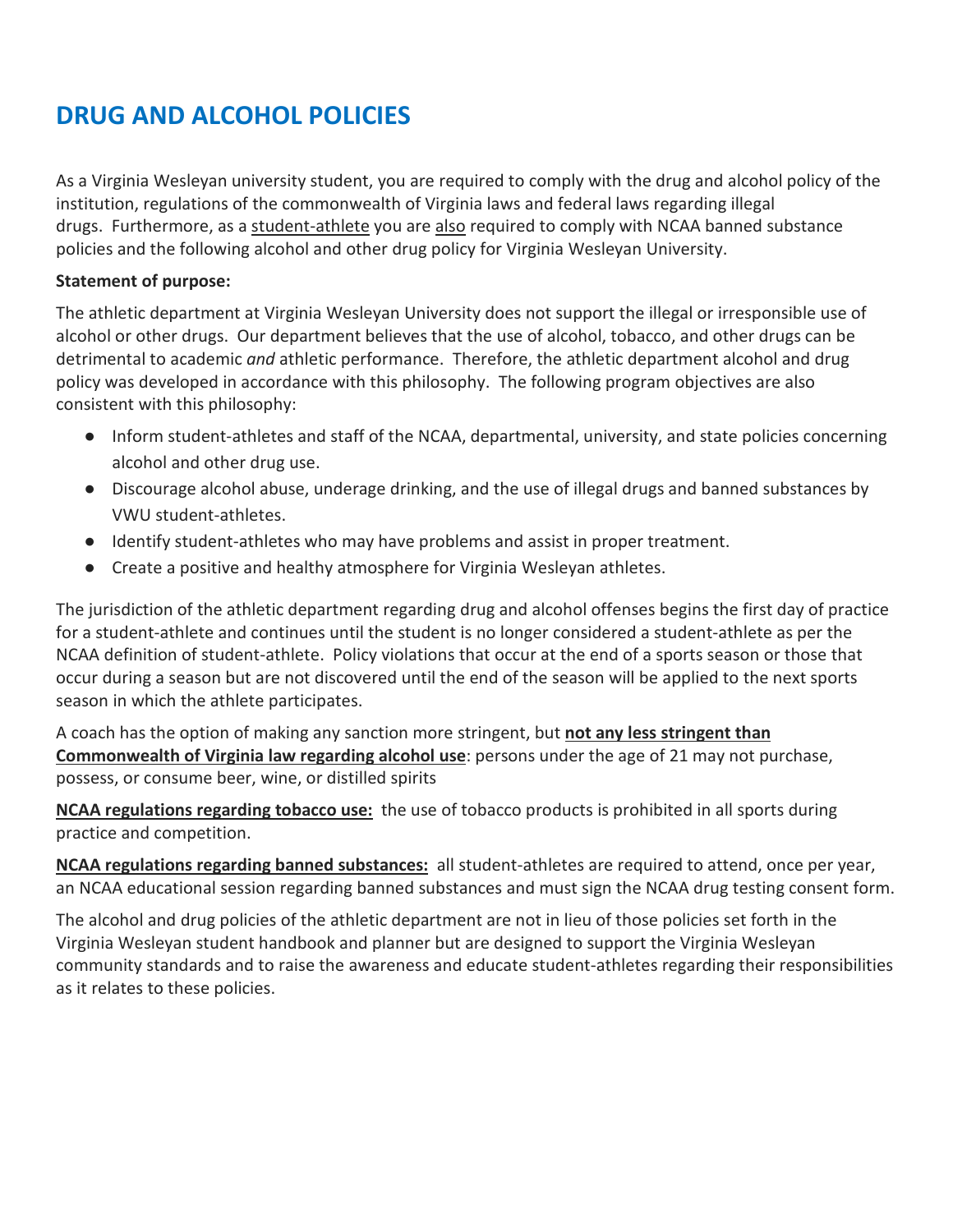# DRUG AND ALCOHOL POLICIES

As a Virginia Wesleyan university student, you are required to comply with the drug and alcohol policy of the institution, regulations of the commonwealth of Virginia laws and federal laws regarding illegal drugs. Furthermore, as a <u>student-athlete</u> you are <u>also</u> required to comply with NCAA banned substance policies and the following alcohol and other drug policy for Virginia Wesleyan University.

**Statement of purpose:**

The athletic department at Virginia Wesleyan University does not support the illegal or irresponsible use of alcohol or other drugs. Our department believes that the use of alcohol, tobacco, and other drugs can be detrimental to academic *and* athletic performance. Therefore, the athletic department alcohol and drug policy was developed in accordance with this philosophy. The following program objectives are also consistent with this philosophy:

- Inform student-athletes and staff of the NCAA, departmental, university, and state policies concerning alcohol and other drug use.
- Discourage alcohol abuse, underage drinking, and the use of illegal drugs and banned substances by VWU student-athletes.
- Identify student-athletes who may have problems and assist in proper treatment.
- Create a positive and healthy atmosphere for Virginia Wesleyan athletes.

The jurisdiction of the athletic department regarding drug and alcohol offenses begins the first day of practice for a student-athlete and continues until the student is no longer considered a student-athlete as per the NCAA definition of student-athlete. Policy violations that occur at the end of a sports season or those that occur during a season but are not discovered until the end of the season will be applied to the next sports season in which the athlete participates.

A coach has the option of making any sanction more stringent, but **<u>not any less stringent than Commonwealth of Virginia law regarding alcohol use</u>**: persons under the age of 21 may not purchase, possess, or consume beer, wine, or distilled spirits

**<u>NCAA regulations regarding tobacco use:</u>** the use of tobacco products is prohibited in all sports during practice and competition.

**<u>NCAA regulations regarding banned substances:</u>** all student-athletes are required to attend, once per year, an NCAA educational session regarding banned substances and must sign the NCAA drug testing consent form.

The alcohol and drug policies of the athletic department are not in lieu of those policies set forth in the Virginia Wesleyan student handbook and planner but are designed to support the Virginia Wesleyan community standards and to raise the awareness and educate student-athletes regarding their responsibilities as it relates to these policies.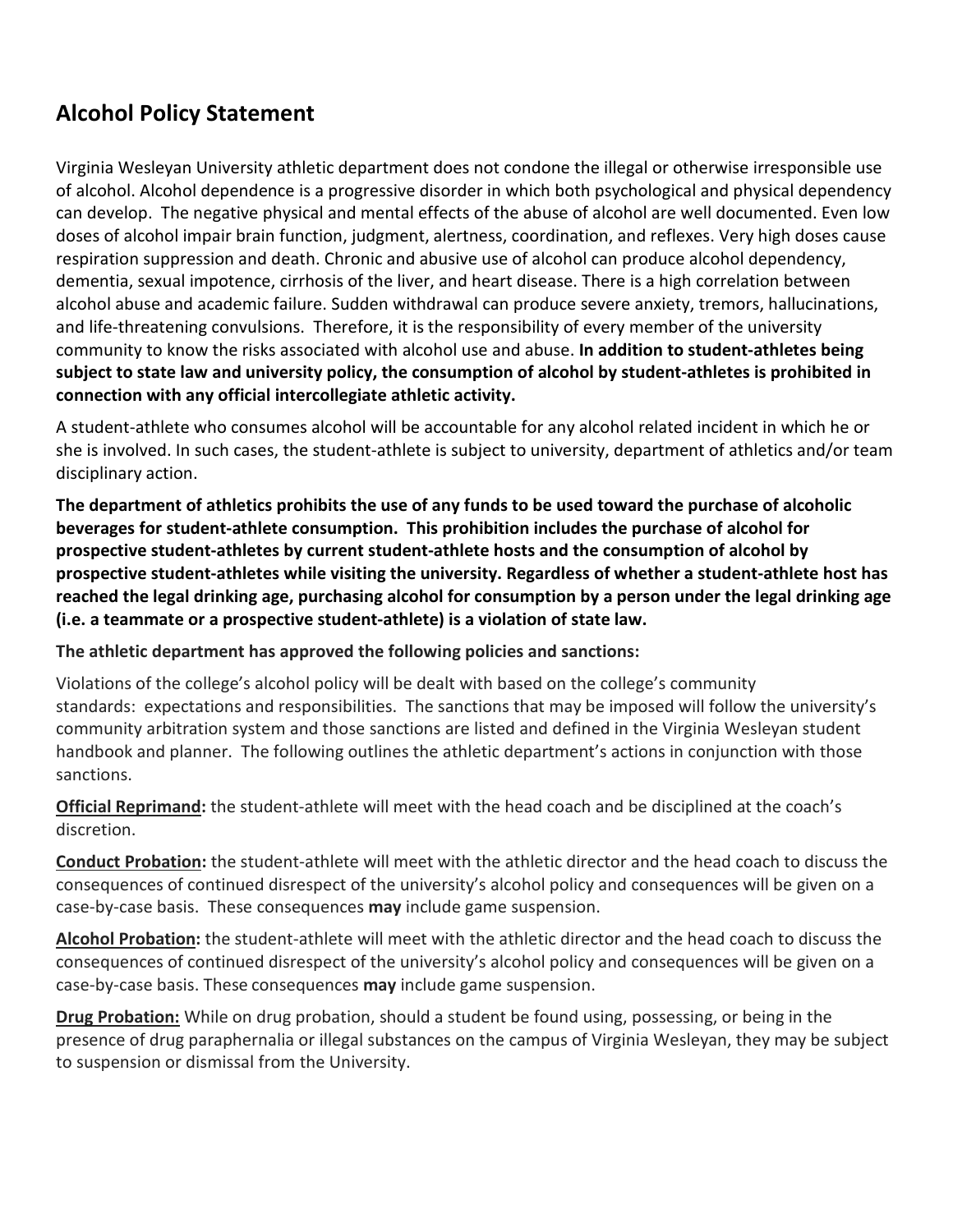## Alcohol Policy Statement

Virginia Wesleyan University athletic department does not condone the illegal or otherwise irresponsible use of alcohol. Alcohol dependence is a progressive disorder in which both psychological and physical dependency can develop. The negative physical and mental effects of the abuse of alcohol are well documented. Even low doses of alcohol impair brain function, judgment, alertness, coordination, and reflexes. Very high doses cause respiration suppression and death. Chronic and abusive use of alcohol can produce alcohol dependency, dementia, sexual impotence, cirrhosis of the liver, and heart disease. There is a high correlation between alcohol abuse and academic failure. Sudden withdrawal can produce severe anxiety, tremors, hallucinations, and life-threatening convulsions. Therefore, it is the responsibility of every member of the university community to know the risks associated with alcohol use and abuse. **In addition to student-athletes being subject to state law and university policy, the consumption of alcohol by student-athletes is prohibited in connection with any official intercollegiate athletic activity.**

A student-athlete who consumes alcohol will be accountable for any alcohol related incident in which he or she is involved. In such cases, the student-athlete is subject to university, department of athletics and/or team disciplinary action.

**The department of athletics prohibits the use of any funds to be used toward the purchase of alcoholic beverages for student-athlete consumption. This prohibition includes the purchase of alcohol for prospective student-athletes by current student-athlete hosts and the consumption of alcohol by prospective student-athletes while visiting the university. Regardless of whether a student-athlete host has reached the legal drinking age, purchasing alcohol for consumption by a person under the legal drinking age (i.e. a teammate or a prospective student-athlete) is a violation of state law.**

**The athletic department has approved the following policies and sanctions:**

Violations of the college's alcohol policy will be dealt with based on the college's community standards: expectations and responsibilities. The sanctions that may be imposed will follow the university's community arbitration system and those sanctions are listed and defined in the Virginia Wesleyan student handbook and planner. The following outlines the athletic department's actions in conjunction with those sanctions.

**Official Reprimand:** the student-athlete will meet with the head coach and be disciplined at the coach's discretion.

**Conduct Probation:** the student-athlete will meet with the athletic director and the head coach to discuss the consequences of continued disrespect of the university's alcohol policy and consequences will be given on a case-by-case basis. These consequences **may** include game suspension.

**Alcohol Probation:** the student-athlete will meet with the athletic director and the head coach to discuss the consequences of continued disrespect of the university's alcohol policy and consequences will be given on a case-by-case basis. These consequences **may** include game suspension.

**Drug Probation:** While on drug probation, should a student be found using, possessing, or being in the presence of drug paraphernalia or illegal substances on the campus of Virginia Wesleyan, they may be subject to suspension or dismissal from the University.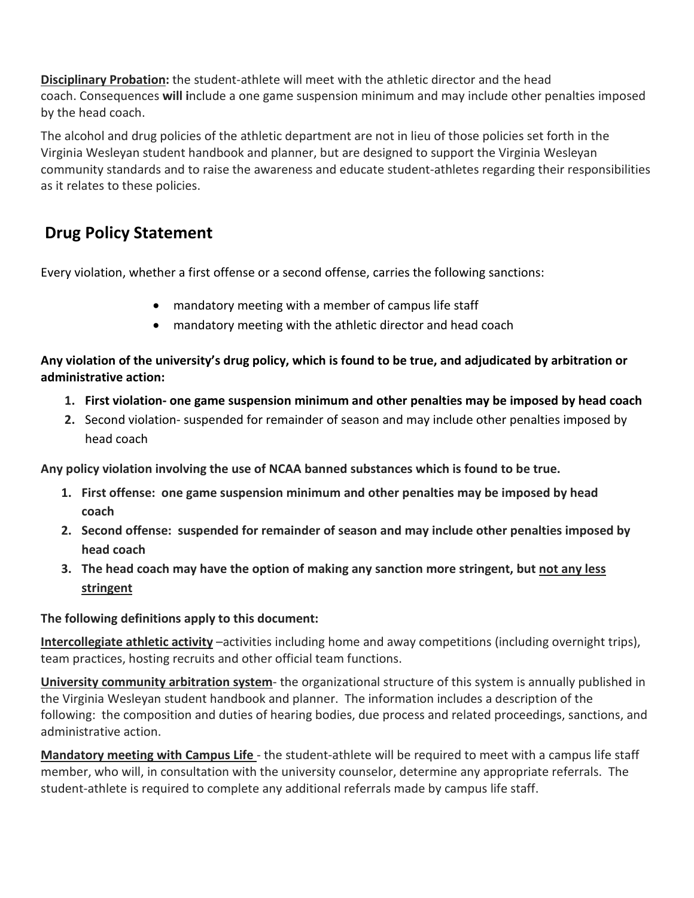**Disciplinary Probation:** the student-athlete will meet with the athletic director and the head coach. Consequences **will i**nclude a one game suspension minimum and may include other penalties imposed by the head coach.

The alcohol and drug policies of the athletic department are not in lieu of those policies set forth in the Virginia Wesleyan student handbook and planner, but are designed to support the Virginia Wesleyan community standards and to raise the awareness and educate student-athletes regarding their responsibilities as it relates to these policies.

## Drug Policy Statement

Every violation, whether a first offense or a second offense, carries the following sanctions:

- mandatory meeting with a member of campus life staff
- mandatory meeting with the athletic director and head coach

**Any violation of the university's drug policy, which is found to be true, and adjudicated by arbitration or administrative action:**

1. **First violation- one game suspension minimum and other penalties may be imposed by head coach**
2. Second violation- suspended for remainder of season and may include other penalties imposed by head coach

**Any policy violation involving the use of NCAA banned substances which is found to be true.**

1. **First offense: one game suspension minimum and other penalties may be imposed by head coach**
2. **Second offense: suspended for remainder of season and may include other penalties imposed by head coach**
3. **The head coach may have the option of making any sanction more stringent, but not any less stringent**

**The following definitions apply to this document:**

**Intercollegiate athletic activity** –activities including home and away competitions (including overnight trips), team practices, hosting recruits and other official team functions.

**University community arbitration system**- the organizational structure of this system is annually published in the Virginia Wesleyan student handbook and planner. The information includes a description of the following: the composition and duties of hearing bodies, due process and related proceedings, sanctions, and administrative action.

**Mandatory meeting with Campus Life** - the student-athlete will be required to meet with a campus life staff member, who will, in consultation with the university counselor, determine any appropriate referrals. The student-athlete is required to complete any additional referrals made by campus life staff.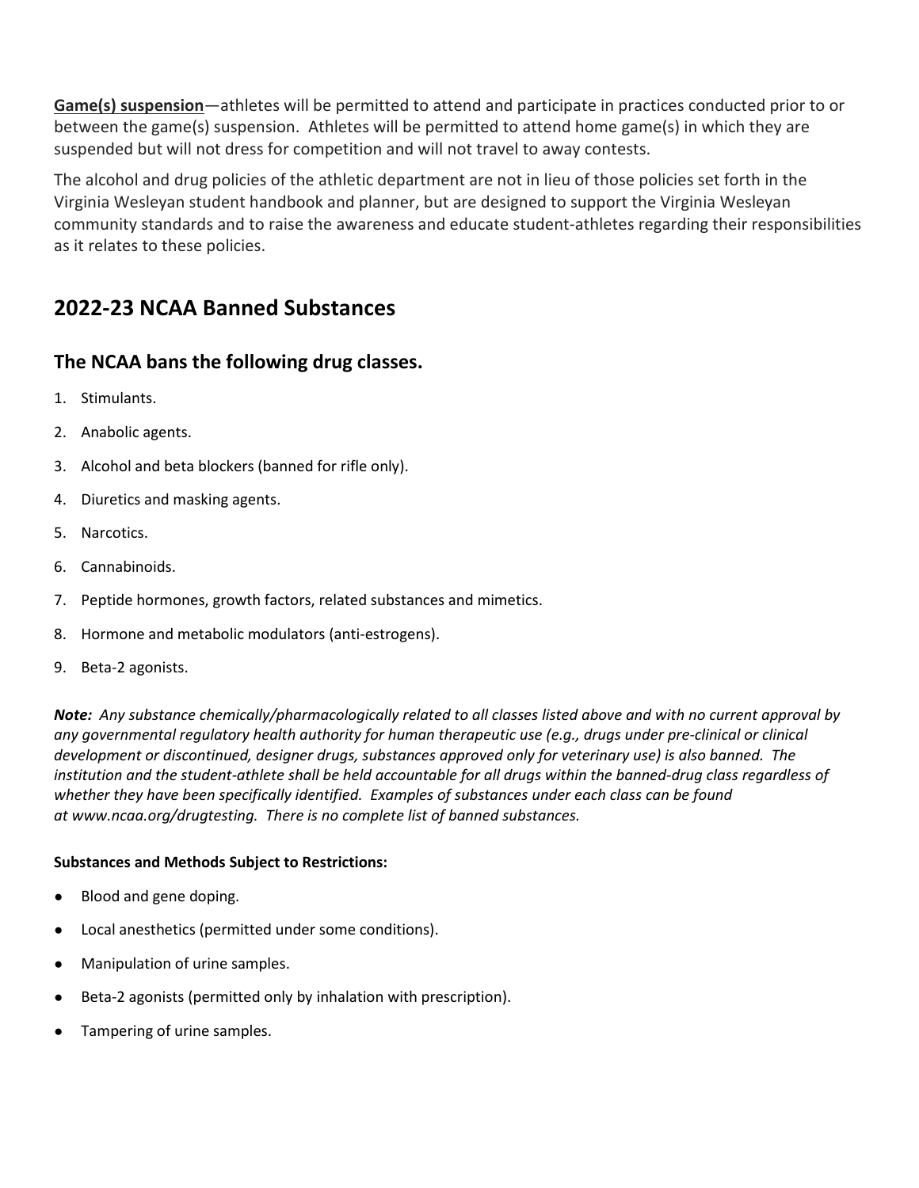**<u>Game(s) suspension</u>**—athletes will be permitted to attend and participate in practices conducted prior to or between the game(s) suspension. Athletes will be permitted to attend home game(s) in which they are suspended but will not dress for competition and will not travel to away contests.

The alcohol and drug policies of the athletic department are not in lieu of those policies set forth in the Virginia Wesleyan student handbook and planner, but are designed to support the Virginia Wesleyan community standards and to raise the awareness and educate student-athletes regarding their responsibilities as it relates to these policies.

## 2022-23 NCAA Banned Substances

### The NCAA bans the following drug classes.

1. Stimulants.
2. Anabolic agents.
3. Alcohol and beta blockers (banned for rifle only).
4. Diuretics and masking agents.
5. Narcotics.
6. Cannabinoids.
7. Peptide hormones, growth factors, related substances and mimetics.
8. Hormone and metabolic modulators (anti-estrogens).
9. Beta-2 agonists.

***Note:*** *Any substance chemically/pharmacologically related to all classes listed above and with no current approval by any governmental regulatory health authority for human therapeutic use (e.g., drugs under pre-clinical or clinical development or discontinued, designer drugs, substances approved only for veterinary use) is also banned. The institution and the student-athlete shall be held accountable for all drugs within the banned-drug class regardless of whether they have been specifically identified. Examples of substances under each class can be found at www.ncaa.org/drugtesting. There is no complete list of banned substances.*

**Substances and Methods Subject to Restrictions:**

- Blood and gene doping.
- Local anesthetics (permitted under some conditions).
- Manipulation of urine samples.
- Beta-2 agonists (permitted only by inhalation with prescription).
- Tampering of urine samples.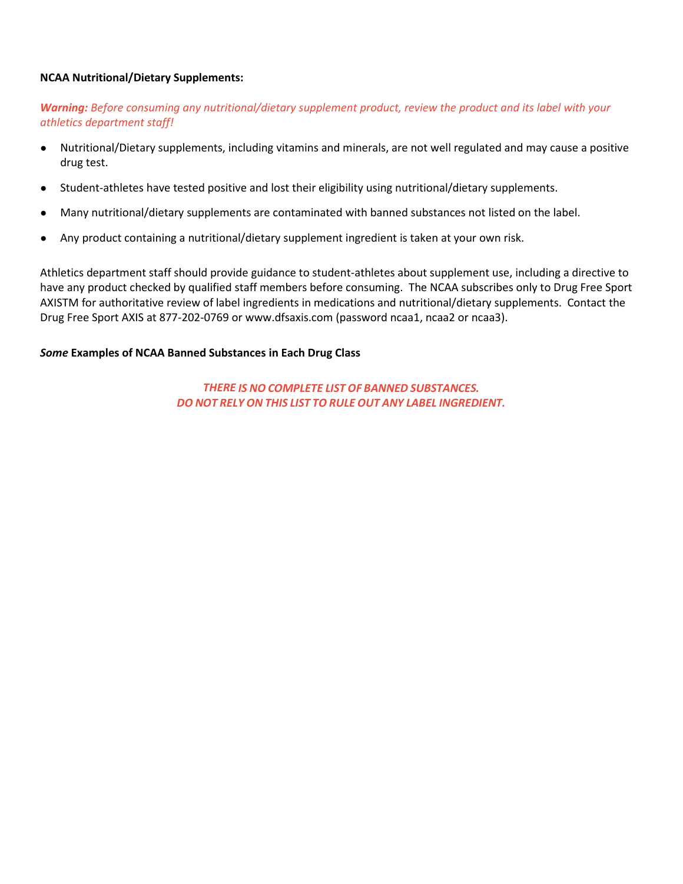**NCAA Nutritional/Dietary Supplements:**

***Warning:*** *Before consuming any nutritional/dietary supplement product, review the product and its label with your athletics department staff!*

- Nutritional/Dietary supplements, including vitamins and minerals, are not well regulated and may cause a positive drug test.
- Student-athletes have tested positive and lost their eligibility using nutritional/dietary supplements.
- Many nutritional/dietary supplements are contaminated with banned substances not listed on the label.
- Any product containing a nutritional/dietary supplement ingredient is taken at your own risk.

Athletics department staff should provide guidance to student-athletes about supplement use, including a directive to have any product checked by qualified staff members before consuming. The NCAA subscribes only to Drug Free Sport AXISTM for authoritative review of label ingredients in medications and nutritional/dietary supplements. Contact the Drug Free Sport AXIS at 877-202-0769 or www.dfsaxis.com (password ncaa1, ncaa2 or ncaa3).

***Some*** **Examples of NCAA Banned Substances in Each Drug Class**

***THERE IS NO COMPLETE LIST OF BANNED SUBSTANCES.***
***DO NOT RELY ON THIS LIST TO RULE OUT ANY LABEL INGREDIENT.***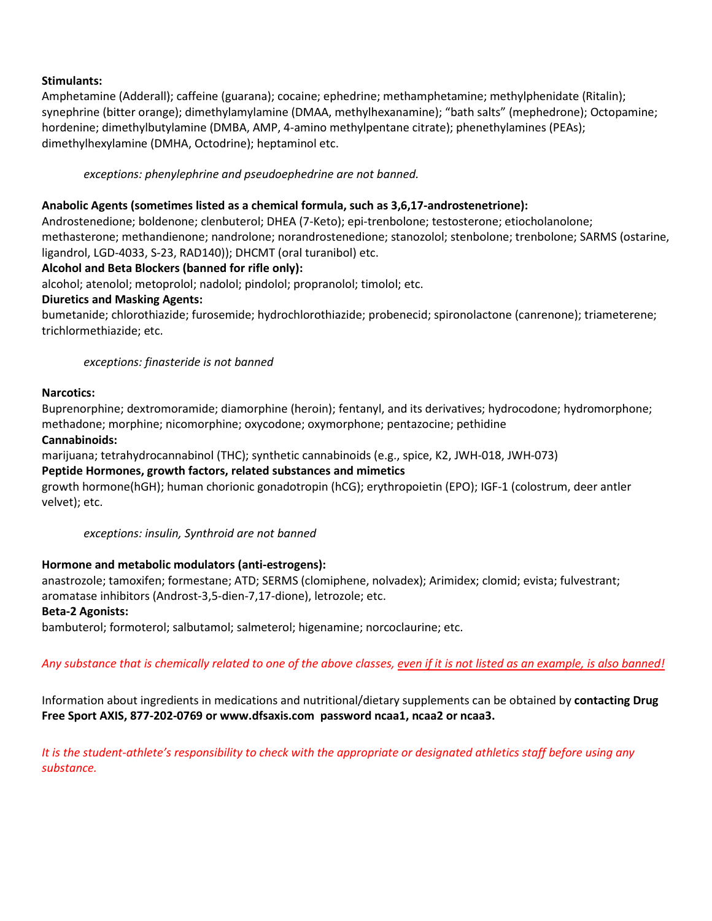**Stimulants:**
Amphetamine (Adderall); caffeine (guarana); cocaine; ephedrine; methamphetamine; methylphenidate (Ritalin); synephrine (bitter orange); dimethylamylamine (DMAA, methylhexanamine); “bath salts” (mephedrone); Octopamine; hordenine; dimethylbutylamine (DMBA, AMP, 4-amino methylpentane citrate); phenethylamines (PEAs); dimethylhexylamine (DMHA, Octodrine); heptaminol etc.

*exceptions: phenylephrine and pseudoephedrine are not banned.*

**Anabolic Agents (sometimes listed as a chemical formula, such as 3,6,17-androstenetrione):**
Androstenedione; boldenone; clenbuterol; DHEA (7-Keto); epi-trenbolone; testosterone; etiocholanolone; methasterone; methandienone; nandrolone; norandrostenedione; stanozolol; stenbolone; trenbolone; SARMS (ostarine, ligandrol, LGD-4033, S-23, RAD140)); DHCMT (oral turanibol) etc.

**Alcohol and Beta Blockers (banned for rifle only):**
alcohol; atenolol; metoprolol; nadolol; pindolol; propranolol; timolol; etc.

**Diuretics and Masking Agents:**
bumetanide; chlorothiazide; furosemide; hydrochlorothiazide; probenecid; spironolactone (canrenone); triameterene; trichlormethiazide; etc.

*exceptions: finasteride is not banned*

**Narcotics:**
Buprenorphine; dextromoramide; diamorphine (heroin); fentanyl, and its derivatives; hydrocodone; hydromorphone; methadone; morphine; nicomorphine; oxycodone; oxymorphone; pentazocine; pethidine

**Cannabinoids:**
marijuana; tetrahydrocannabinol (THC); synthetic cannabinoids (e.g., spice, K2, JWH-018, JWH-073)

**Peptide Hormones, growth factors, related substances and mimetics**
growth hormone(hGH); human chorionic gonadotropin (hCG); erythropoietin (EPO); IGF-1 (colostrum, deer antler velvet); etc.

*exceptions: insulin, Synthroid are not banned*

**Hormone and metabolic modulators (anti-estrogens):**
anastrozole; tamoxifen; formestane; ATD; SERMS (clomiphene, nolvadex); Arimidex; clomid; evista; fulvestrant; aromatase inhibitors (Androst-3,5-dien-7,17-dione), letrozole; etc.

**Beta-2 Agonists:**
bambuterol; formoterol; salbutamol; salmeterol; higenamine; norcoclaurine; etc.

*Any substance that is chemically related to one of the above classes, even if it is not listed as an example, is also banned!*

Information about ingredients in medications and nutritional/dietary supplements can be obtained by **contacting Drug Free Sport AXIS, 877-202-0769 or www.dfsaxis.com password ncaa1, ncaa2 or ncaa3.**

*It is the student-athlete’s responsibility to check with the appropriate or designated athletics staff before using any substance.*